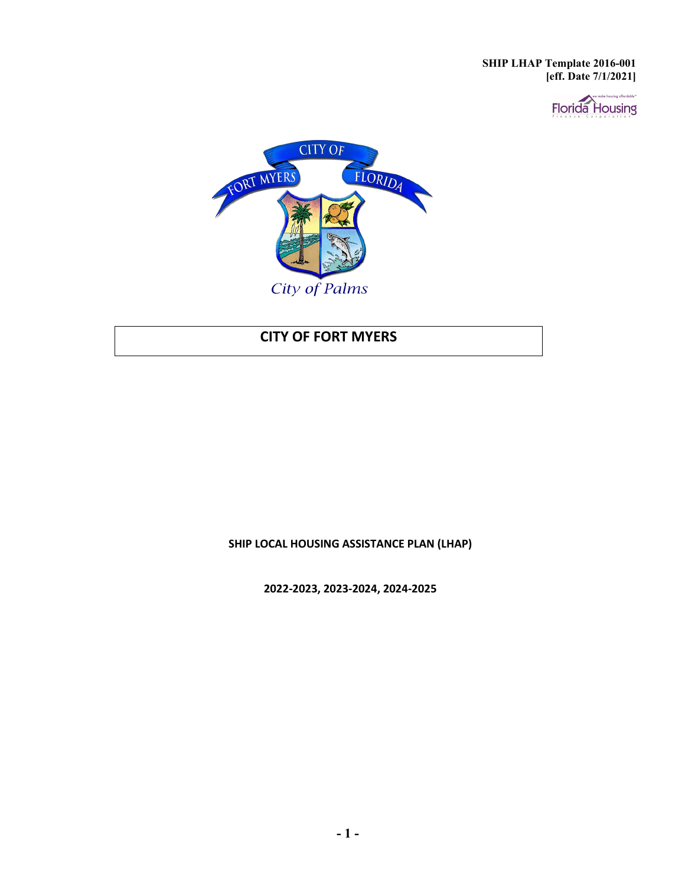**SHIP LHAP Template 2016-001**
**[eff. Date 7/1/2021]**

# CITY OF FORT MYERS

**SHIP LOCAL HOUSING ASSISTANCE PLAN (LHAP)**

**2022-2023, 2023-2024, 2024-2025**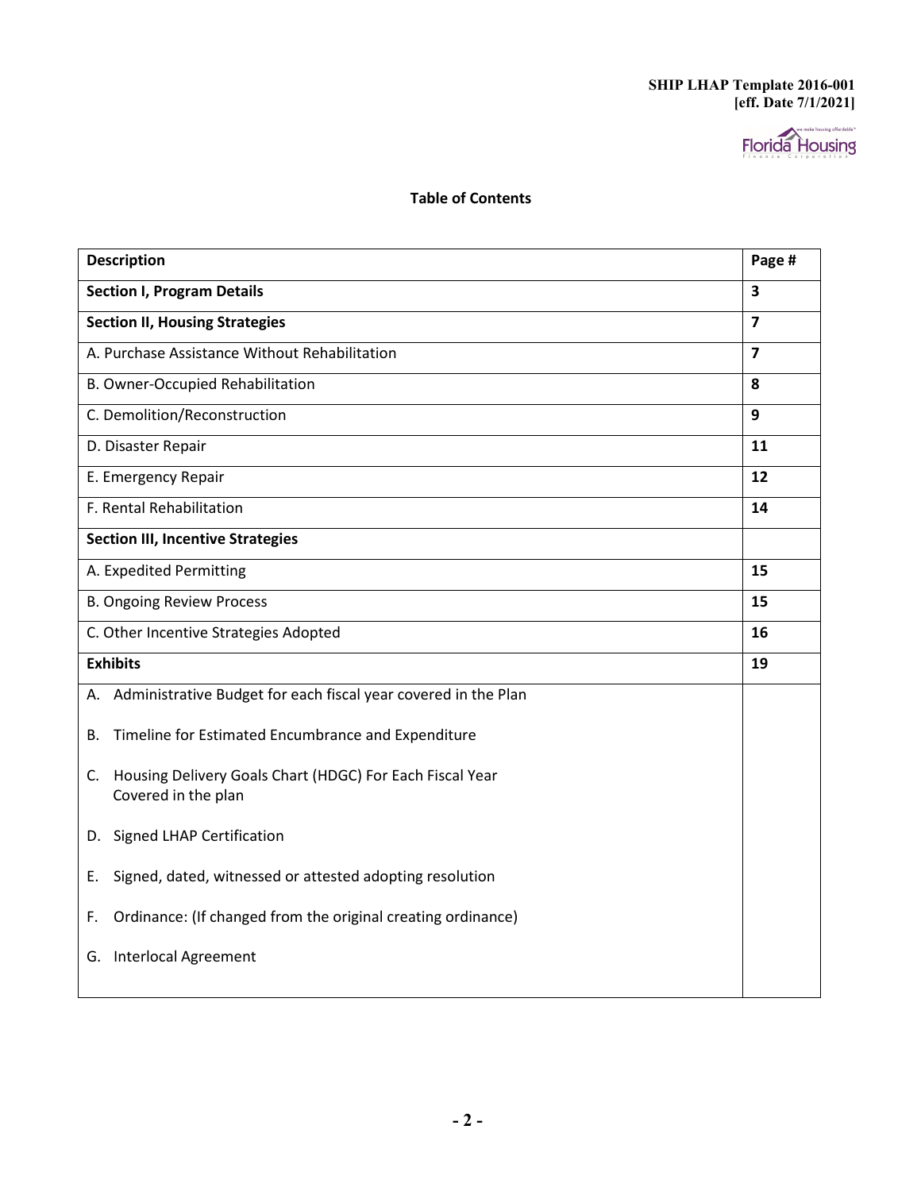## Table of Contents

| Description | Page # |
|---|---|
| **Section I, Program Details** | **3** |
| **Section II, Housing Strategies** | **7** |
| A. Purchase Assistance Without Rehabilitation | **7** |
| B. Owner-Occupied Rehabilitation | **8** |
| C. Demolition/Reconstruction | **9** |
| D. Disaster Repair | **11** |
| E. Emergency Repair | **12** |
| F. Rental Rehabilitation | **14** |
| **Section III, Incentive Strategies** | |
| A. Expedited Permitting | **15** |
| B. Ongoing Review Process | **15** |
| C. Other Incentive Strategies Adopted | **16** |
| **Exhibits** | **19** |
| A. Administrative Budget for each fiscal year covered in the Plan<br><br>B. Timeline for Estimated Encumbrance and Expenditure<br><br>C. Housing Delivery Goals Chart (HDGC) For Each Fiscal Year Covered in the plan<br><br>D. Signed LHAP Certification<br><br>E. Signed, dated, witnessed or attested adopting resolution<br><br>F. Ordinance: (If changed from the original creating ordinance)<br><br>G. Interlocal Agreement | |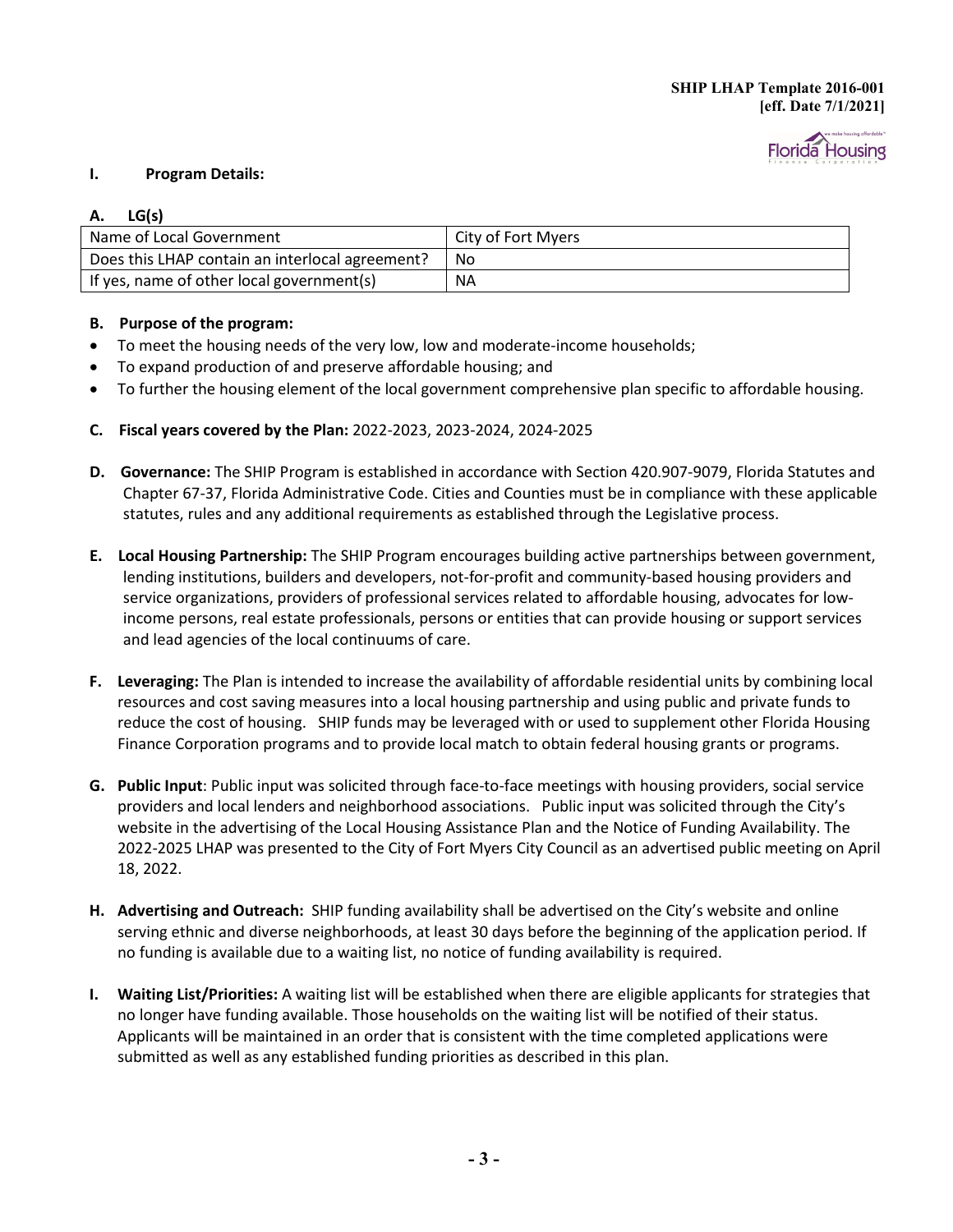**SHIP LHAP Template 2016-001**
**[eff. Date 7/1/2021]**

## I. Program Details:

### A. LG(s)

| Name of Local Government | City of Fort Myers |
|---|---|
| Does this LHAP contain an interlocal agreement? | No |
| If yes, name of other local government(s) | NA |

### B. Purpose of the program:

- To meet the housing needs of the very low, low and moderate-income households;
- To expand production of and preserve affordable housing; and
- To further the housing element of the local government comprehensive plan specific to affordable housing.

**C. Fiscal years covered by the Plan:** 2022-2023, 2023-2024, 2024-2025

**D. Governance:** The SHIP Program is established in accordance with Section 420.907-9079, Florida Statutes and Chapter 67-37, Florida Administrative Code. Cities and Counties must be in compliance with these applicable statutes, rules and any additional requirements as established through the Legislative process.

**E. Local Housing Partnership:** The SHIP Program encourages building active partnerships between government, lending institutions, builders and developers, not-for-profit and community-based housing providers and service organizations, providers of professional services related to affordable housing, advocates for low-income persons, real estate professionals, persons or entities that can provide housing or support services and lead agencies of the local continuums of care.

**F. Leveraging:** The Plan is intended to increase the availability of affordable residential units by combining local resources and cost saving measures into a local housing partnership and using public and private funds to reduce the cost of housing. SHIP funds may be leveraged with or used to supplement other Florida Housing Finance Corporation programs and to provide local match to obtain federal housing grants or programs.

**G. Public Input**: Public input was solicited through face-to-face meetings with housing providers, social service providers and local lenders and neighborhood associations. Public input was solicited through the City's website in the advertising of the Local Housing Assistance Plan and the Notice of Funding Availability. The 2022-2025 LHAP was presented to the City of Fort Myers City Council as an advertised public meeting on April 18, 2022.

**H. Advertising and Outreach:** SHIP funding availability shall be advertised on the City's website and online serving ethnic and diverse neighborhoods, at least 30 days before the beginning of the application period. If no funding is available due to a waiting list, no notice of funding availability is required.

**I. Waiting List/Priorities:** A waiting list will be established when there are eligible applicants for strategies that no longer have funding available. Those households on the waiting list will be notified of their status. Applicants will be maintained in an order that is consistent with the time completed applications were submitted as well as any established funding priorities as described in this plan.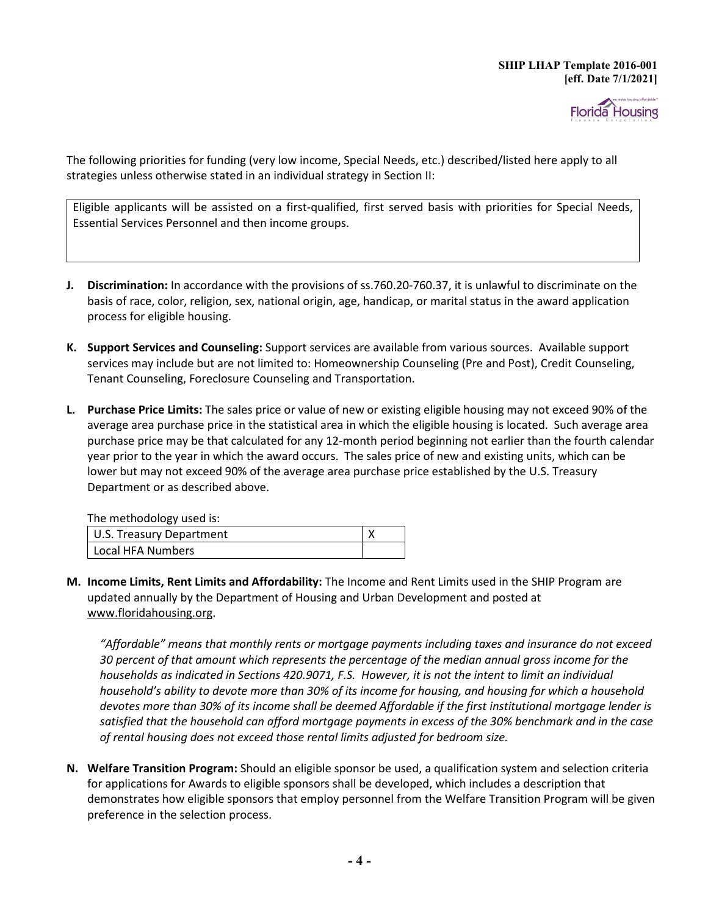The following priorities for funding (very low income, Special Needs, etc.) described/listed here apply to all strategies unless otherwise stated in an individual strategy in Section II:

| Eligible applicants will be assisted on a first-qualified, first served basis with priorities for Special Needs, Essential Services Personnel and then income groups. |
|---|

**J. Discrimination:** In accordance with the provisions of ss.760.20-760.37, it is unlawful to discriminate on the basis of race, color, religion, sex, national origin, age, handicap, or marital status in the award application process for eligible housing.

**K. Support Services and Counseling:** Support services are available from various sources. Available support services may include but are not limited to: Homeownership Counseling (Pre and Post), Credit Counseling, Tenant Counseling, Foreclosure Counseling and Transportation.

**L. Purchase Price Limits:** The sales price or value of new or existing eligible housing may not exceed 90% of the average area purchase price in the statistical area in which the eligible housing is located. Such average area purchase price may be that calculated for any 12-month period beginning not earlier than the fourth calendar year prior to the year in which the award occurs. The sales price of new and existing units, which can be lower but may not exceed 90% of the average area purchase price established by the U.S. Treasury Department or as described above.

The methodology used is:

| U.S. Treasury Department | X |
|---|---|
| Local HFA Numbers | |

**M. Income Limits, Rent Limits and Affordability:** The Income and Rent Limits used in the SHIP Program are updated annually by the Department of Housing and Urban Development and posted at www.floridahousing.org.

*"Affordable" means that monthly rents or mortgage payments including taxes and insurance do not exceed 30 percent of that amount which represents the percentage of the median annual gross income for the households as indicated in Sections 420.9071, F.S. However, it is not the intent to limit an individual household's ability to devote more than 30% of its income for housing, and housing for which a household devotes more than 30% of its income shall be deemed Affordable if the first institutional mortgage lender is satisfied that the household can afford mortgage payments in excess of the 30% benchmark and in the case of rental housing does not exceed those rental limits adjusted for bedroom size.*

**N. Welfare Transition Program:** Should an eligible sponsor be used, a qualification system and selection criteria for applications for Awards to eligible sponsors shall be developed, which includes a description that demonstrates how eligible sponsors that employ personnel from the Welfare Transition Program will be given preference in the selection process.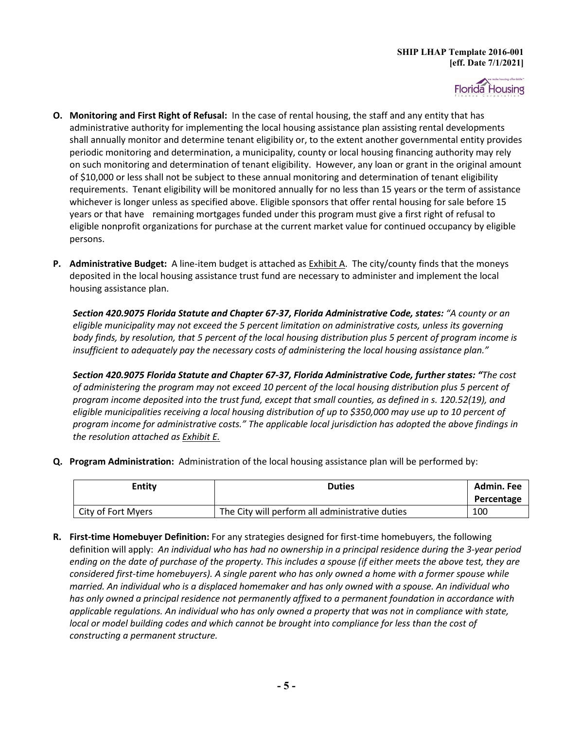**O. Monitoring and First Right of Refusal:** In the case of rental housing, the staff and any entity that has administrative authority for implementing the local housing assistance plan assisting rental developments shall annually monitor and determine tenant eligibility or, to the extent another governmental entity provides periodic monitoring and determination, a municipality, county or local housing financing authority may rely on such monitoring and determination of tenant eligibility. However, any loan or grant in the original amount of $10,000 or less shall not be subject to these annual monitoring and determination of tenant eligibility requirements. Tenant eligibility will be monitored annually for no less than 15 years or the term of assistance whichever is longer unless as specified above. Eligible sponsors that offer rental housing for sale before 15 years or that have remaining mortgages funded under this program must give a first right of refusal to eligible nonprofit organizations for purchase at the current market value for continued occupancy by eligible persons.

**P. Administrative Budget:** A line-item budget is attached as Exhibit A. The city/county finds that the moneys deposited in the local housing assistance trust fund are necessary to administer and implement the local housing assistance plan.

***Section 420.9075 Florida Statute and Chapter 67-37, Florida Administrative Code, states:*** *"A county or an eligible municipality may not exceed the 5 percent limitation on administrative costs, unless its governing body finds, by resolution, that 5 percent of the local housing distribution plus 5 percent of program income is insufficient to adequately pay the necessary costs of administering the local housing assistance plan."*

***Section 420.9075 Florida Statute and Chapter 67-37, Florida Administrative Code, further states: "****The cost of administering the program may not exceed 10 percent of the local housing distribution plus 5 percent of program income deposited into the trust fund, except that small counties, as defined in s. 120.52(19), and eligible municipalities receiving a local housing distribution of up to $350,000 may use up to 10 percent of program income for administrative costs." The applicable local jurisdiction has adopted the above findings in the resolution attached as Exhibit E.*

**Q. Program Administration:** Administration of the local housing assistance plan will be performed by:

| Entity | Duties | Admin. Fee Percentage |
|---|---|---|
| City of Fort Myers | The City will perform all administrative duties | 100 |

**R. First-time Homebuyer Definition:** For any strategies designed for first-time homebuyers, the following definition will apply: *An individual who has had no ownership in a principal residence during the 3-year period ending on the date of purchase of the property. This includes a spouse (if either meets the above test, they are considered first-time homebuyers). A single parent who has only owned a home with a former spouse while married. An individual who is a displaced homemaker and has only owned with a spouse. An individual who has only owned a principal residence not permanently affixed to a permanent foundation in accordance with applicable regulations. An individual who has only owned a property that was not in compliance with state, local or model building codes and which cannot be brought into compliance for less than the cost of constructing a permanent structure.*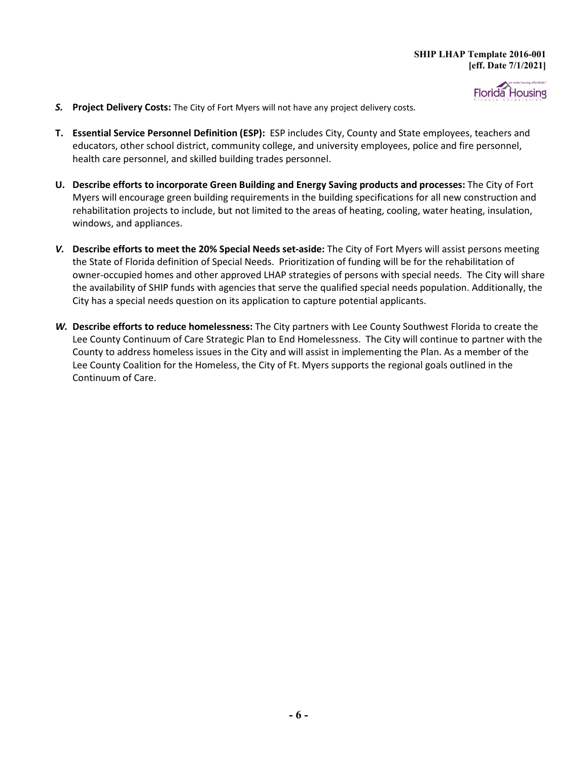***S.*** **Project Delivery Costs:** The City of Fort Myers will not have any project delivery costs.

**T.** **Essential Service Personnel Definition (ESP):** ESP includes City, County and State employees, teachers and educators, other school district, community college, and university employees, police and fire personnel, health care personnel, and skilled building trades personnel.

**U.** **Describe efforts to incorporate Green Building and Energy Saving products and processes:** The City of Fort Myers will encourage green building requirements in the building specifications for all new construction and rehabilitation projects to include, but not limited to the areas of heating, cooling, water heating, insulation, windows, and appliances.

***V.*** **Describe efforts to meet the 20% Special Needs set-aside:** The City of Fort Myers will assist persons meeting the State of Florida definition of Special Needs. Prioritization of funding will be for the rehabilitation of owner-occupied homes and other approved LHAP strategies of persons with special needs. The City will share the availability of SHIP funds with agencies that serve the qualified special needs population. Additionally, the City has a special needs question on its application to capture potential applicants.

***W.*** **Describe efforts to reduce homelessness:** The City partners with Lee County Southwest Florida to create the Lee County Continuum of Care Strategic Plan to End Homelessness. The City will continue to partner with the County to address homeless issues in the City and will assist in implementing the Plan. As a member of the Lee County Coalition for the Homeless, the City of Ft. Myers supports the regional goals outlined in the Continuum of Care.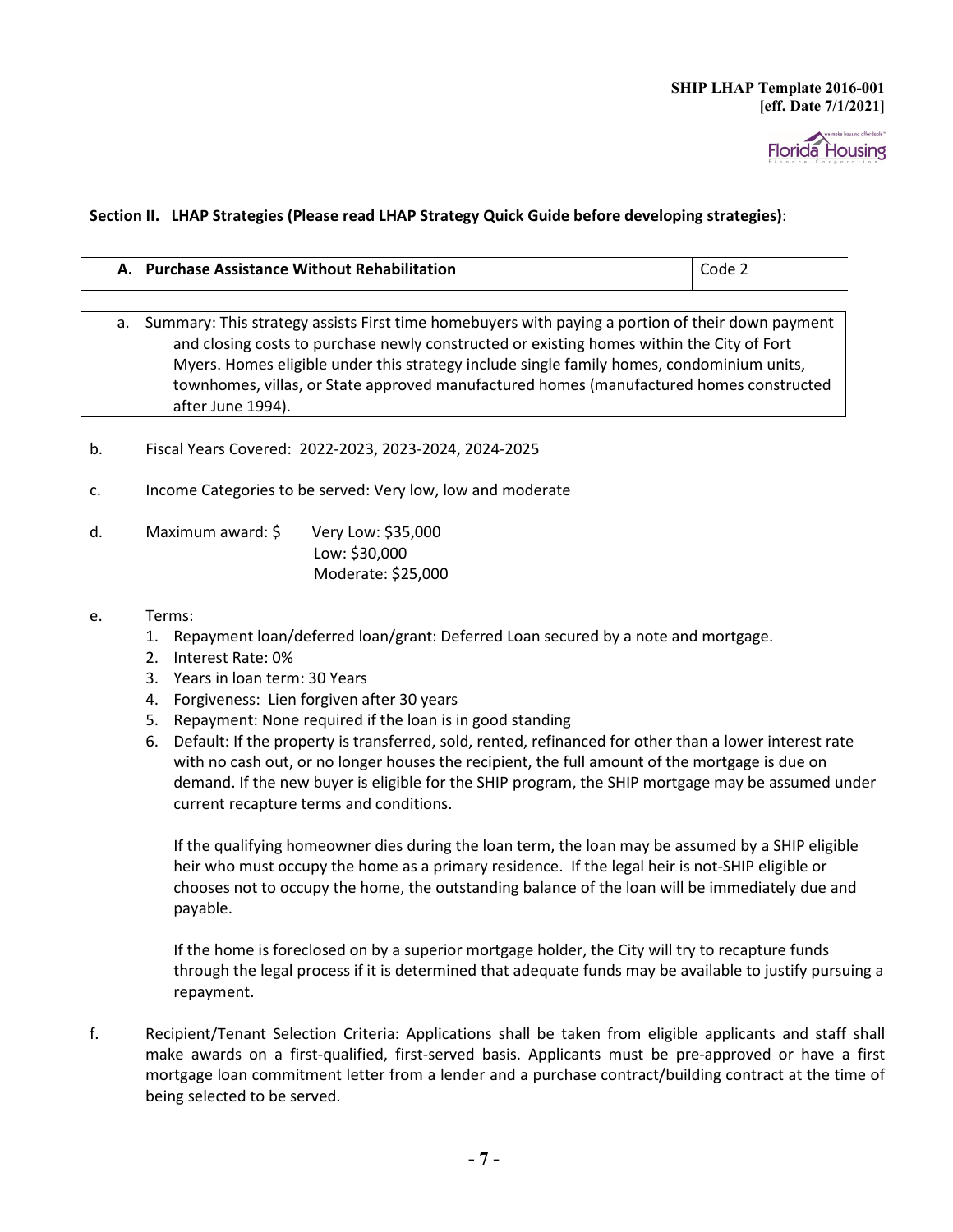**Section II. LHAP Strategies (Please read LHAP Strategy Quick Guide before developing strategies)**:

| **A. Purchase Assistance Without Rehabilitation** | Code 2 |
|---|---|

a. Summary: This strategy assists First time homebuyers with paying a portion of their down payment and closing costs to purchase newly constructed or existing homes within the City of Fort Myers. Homes eligible under this strategy include single family homes, condominium units, townhomes, villas, or State approved manufactured homes (manufactured homes constructed after June 1994).

b. Fiscal Years Covered: 2022-2023, 2023-2024, 2024-2025

c. Income Categories to be served: Very low, low and moderate

d. Maximum award: $ Very Low: $35,000
Low: $30,000
Moderate: $25,000

e. Terms:

1. Repayment loan/deferred loan/grant: Deferred Loan secured by a note and mortgage.
2. Interest Rate: 0%
3. Years in loan term: 30 Years
4. Forgiveness: Lien forgiven after 30 years
5. Repayment: None required if the loan is in good standing
6. Default: If the property is transferred, sold, rented, refinanced for other than a lower interest rate with no cash out, or no longer houses the recipient, the full amount of the mortgage is due on demand. If the new buyer is eligible for the SHIP program, the SHIP mortgage may be assumed under current recapture terms and conditions.

   If the qualifying homeowner dies during the loan term, the loan may be assumed by a SHIP eligible heir who must occupy the home as a primary residence. If the legal heir is not-SHIP eligible or chooses not to occupy the home, the outstanding balance of the loan will be immediately due and payable.

   If the home is foreclosed on by a superior mortgage holder, the City will try to recapture funds through the legal process if it is determined that adequate funds may be available to justify pursuing a repayment.

f. Recipient/Tenant Selection Criteria: Applications shall be taken from eligible applicants and staff shall make awards on a first-qualified, first-served basis. Applicants must be pre-approved or have a first mortgage loan commitment letter from a lender and a purchase contract/building contract at the time of being selected to be served.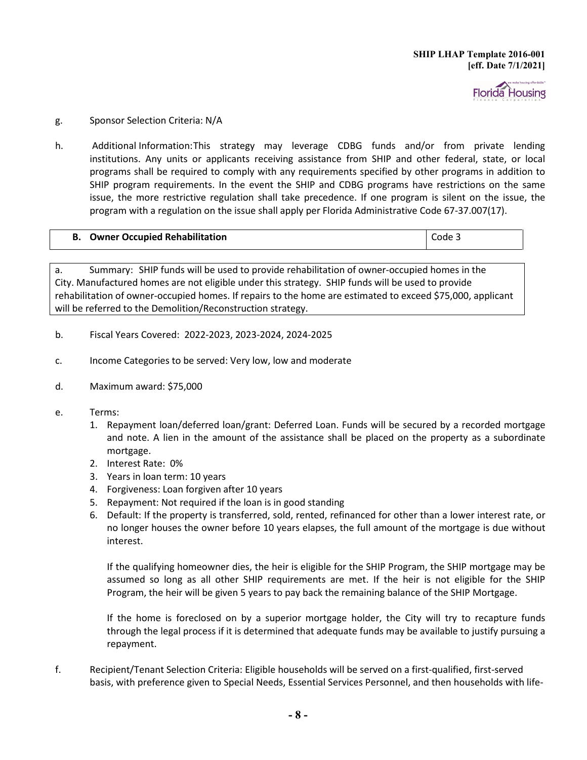g. Sponsor Selection Criteria: N/A

h. Additional Information: This strategy may leverage CDBG funds and/or from private lending institutions. Any units or applicants receiving assistance from SHIP and other federal, state, or local programs shall be required to comply with any requirements specified by other programs in addition to SHIP program requirements. In the event the SHIP and CDBG programs have restrictions on the same issue, the more restrictive regulation shall take precedence. If one program is silent on the issue, the program with a regulation on the issue shall apply per Florida Administrative Code 67-37.007(17).

| **B. Owner Occupied Rehabilitation** | Code 3 |
|---|---|

a. Summary: SHIP funds will be used to provide rehabilitation of owner-occupied homes in the City. Manufactured homes are not eligible under this strategy. SHIP funds will be used to provide rehabilitation of owner-occupied homes. If repairs to the home are estimated to exceed $75,000, applicant will be referred to the Demolition/Reconstruction strategy.

b. Fiscal Years Covered: 2022-2023, 2023-2024, 2024-2025

c. Income Categories to be served: Very low, low and moderate

d. Maximum award: $75,000

e. Terms:
   1. Repayment loan/deferred loan/grant: Deferred Loan. Funds will be secured by a recorded mortgage and note. A lien in the amount of the assistance shall be placed on the property as a subordinate mortgage.
   2. Interest Rate: 0%
   3. Years in loan term: 10 years
   4. Forgiveness: Loan forgiven after 10 years
   5. Repayment: Not required if the loan is in good standing
   6. Default: If the property is transferred, sold, rented, refinanced for other than a lower interest rate, or no longer houses the owner before 10 years elapses, the full amount of the mortgage is due without interest.

      If the qualifying homeowner dies, the heir is eligible for the SHIP Program, the SHIP mortgage may be assumed so long as all other SHIP requirements are met. If the heir is not eligible for the SHIP Program, the heir will be given 5 years to pay back the remaining balance of the SHIP Mortgage.

      If the home is foreclosed on by a superior mortgage holder, the City will try to recapture funds through the legal process if it is determined that adequate funds may be available to justify pursuing a repayment.

f. Recipient/Tenant Selection Criteria: Eligible households will be served on a first-qualified, first-served basis, with preference given to Special Needs, Essential Services Personnel, and then households with life-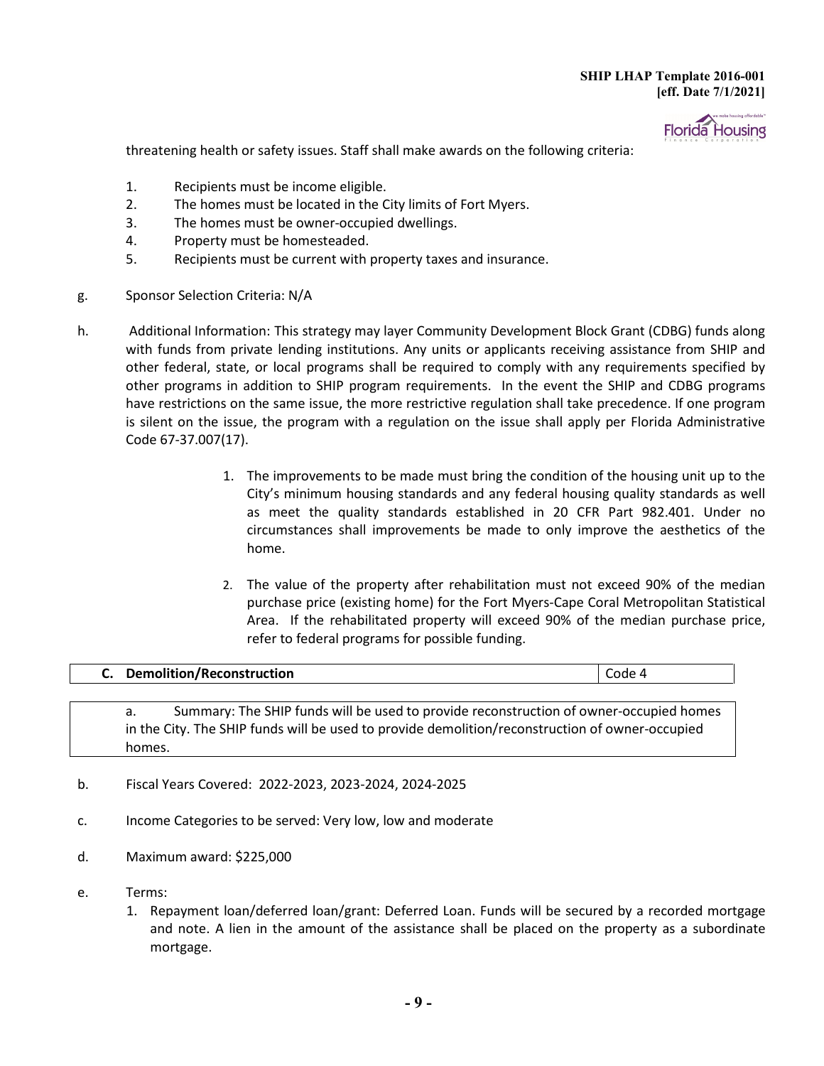threatening health or safety issues. Staff shall make awards on the following criteria:

1. Recipients must be income eligible.
2. The homes must be located in the City limits of Fort Myers.
3. The homes must be owner-occupied dwellings.
4. Property must be homesteaded.
5. Recipients must be current with property taxes and insurance.

g. Sponsor Selection Criteria: N/A

h. Additional Information: This strategy may layer Community Development Block Grant (CDBG) funds along with funds from private lending institutions. Any units or applicants receiving assistance from SHIP and other federal, state, or local programs shall be required to comply with any requirements specified by other programs in addition to SHIP program requirements. In the event the SHIP and CDBG programs have restrictions on the same issue, the more restrictive regulation shall take precedence. If one program is silent on the issue, the program with a regulation on the issue shall apply per Florida Administrative Code 67-37.007(17).

1. The improvements to be made must bring the condition of the housing unit up to the City's minimum housing standards and any federal housing quality standards as well as meet the quality standards established in 20 CFR Part 982.401. Under no circumstances shall improvements be made to only improve the aesthetics of the home.

2. The value of the property after rehabilitation must not exceed 90% of the median purchase price (existing home) for the Fort Myers-Cape Coral Metropolitan Statistical Area. If the rehabilitated property will exceed 90% of the median purchase price, refer to federal programs for possible funding.

| **C. Demolition/Reconstruction** | Code 4 |
|---|---|

a. Summary: The SHIP funds will be used to provide reconstruction of owner-occupied homes in the City. The SHIP funds will be used to provide demolition/reconstruction of owner-occupied homes.

b. Fiscal Years Covered: 2022-2023, 2023-2024, 2024-2025

c. Income Categories to be served: Very low, low and moderate

d. Maximum award: $225,000

e. Terms:
   1. Repayment loan/deferred loan/grant: Deferred Loan. Funds will be secured by a recorded mortgage and note. A lien in the amount of the assistance shall be placed on the property as a subordinate mortgage.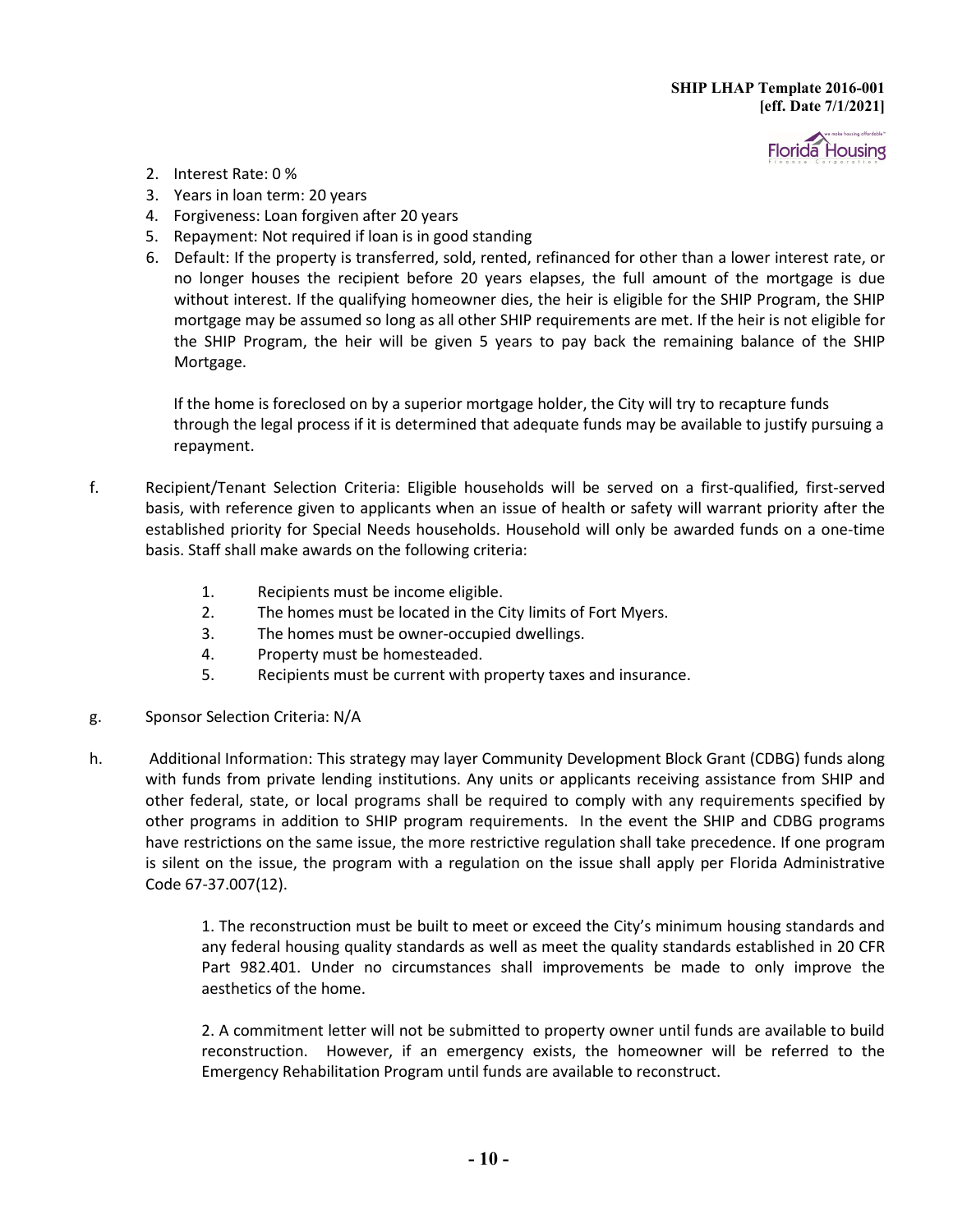2. Interest Rate: 0 %
3. Years in loan term: 20 years
4. Forgiveness: Loan forgiven after 20 years
5. Repayment: Not required if loan is in good standing
6. Default: If the property is transferred, sold, rented, refinanced for other than a lower interest rate, or no longer houses the recipient before 20 years elapses, the full amount of the mortgage is due without interest. If the qualifying homeowner dies, the heir is eligible for the SHIP Program, the SHIP mortgage may be assumed so long as all other SHIP requirements are met. If the heir is not eligible for the SHIP Program, the heir will be given 5 years to pay back the remaining balance of the SHIP Mortgage.

   If the home is foreclosed on by a superior mortgage holder, the City will try to recapture funds through the legal process if it is determined that adequate funds may be available to justify pursuing a repayment.

f. Recipient/Tenant Selection Criteria: Eligible households will be served on a first-qualified, first-served basis, with reference given to applicants when an issue of health or safety will warrant priority after the established priority for Special Needs households. Household will only be awarded funds on a one-time basis. Staff shall make awards on the following criteria:

   1. Recipients must be income eligible.
   2. The homes must be located in the City limits of Fort Myers.
   3. The homes must be owner-occupied dwellings.
   4. Property must be homesteaded.
   5. Recipients must be current with property taxes and insurance.

g. Sponsor Selection Criteria: N/A

h. Additional Information: This strategy may layer Community Development Block Grant (CDBG) funds along with funds from private lending institutions. Any units or applicants receiving assistance from SHIP and other federal, state, or local programs shall be required to comply with any requirements specified by other programs in addition to SHIP program requirements. In the event the SHIP and CDBG programs have restrictions on the same issue, the more restrictive regulation shall take precedence. If one program is silent on the issue, the program with a regulation on the issue shall apply per Florida Administrative Code 67-37.007(12).

   1. The reconstruction must be built to meet or exceed the City's minimum housing standards and any federal housing quality standards as well as meet the quality standards established in 20 CFR Part 982.401. Under no circumstances shall improvements be made to only improve the aesthetics of the home.

   2. A commitment letter will not be submitted to property owner until funds are available to build reconstruction. However, if an emergency exists, the homeowner will be referred to the Emergency Rehabilitation Program until funds are available to reconstruct.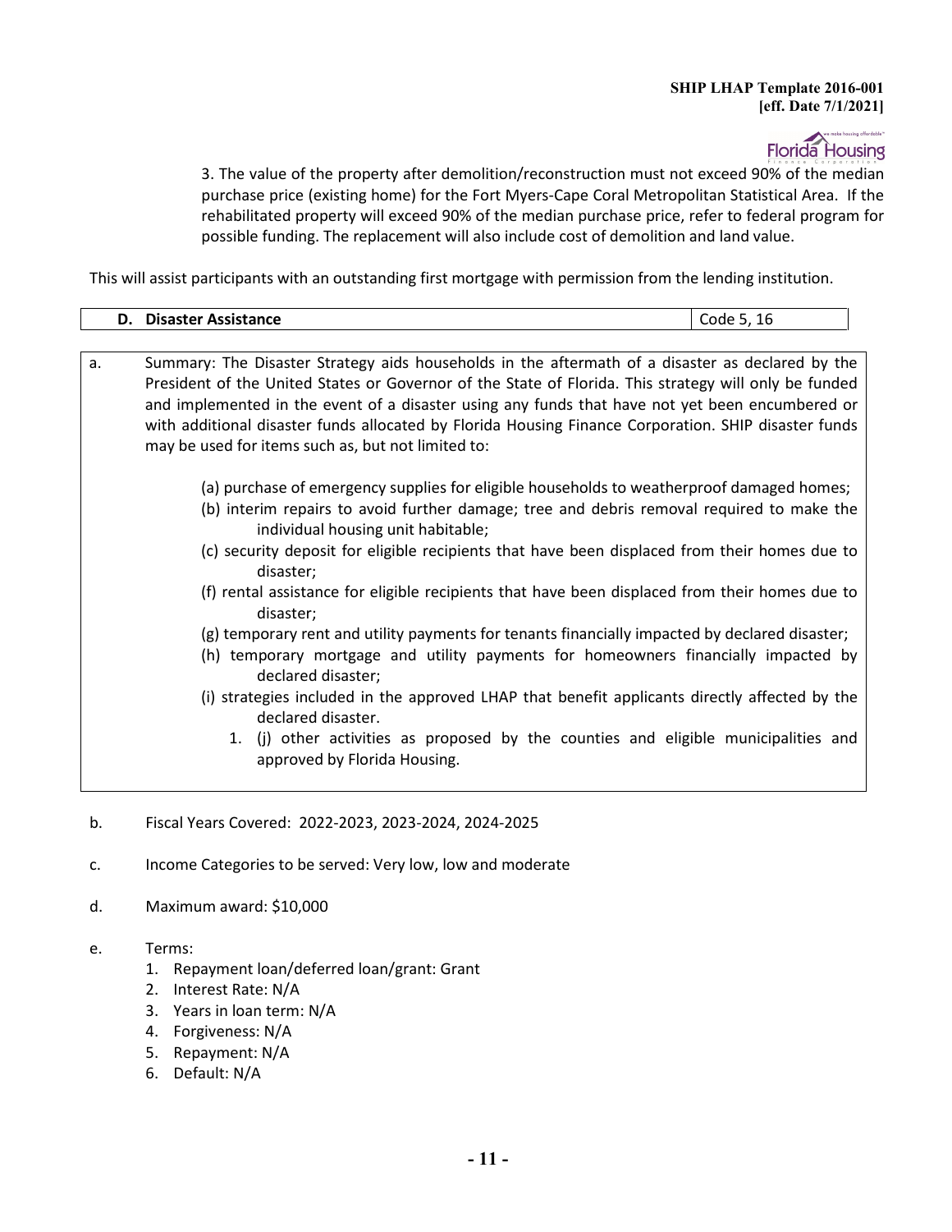3. The value of the property after demolition/reconstruction must not exceed 90% of the median purchase price (existing home) for the Fort Myers-Cape Coral Metropolitan Statistical Area. If the rehabilitated property will exceed 90% of the median purchase price, refer to federal program for possible funding. The replacement will also include cost of demolition and land value.

This will assist participants with an outstanding first mortgage with permission from the lending institution.

| **D. Disaster Assistance** | Code 5, 16 |
|---|---|

a. Summary: The Disaster Strategy aids households in the aftermath of a disaster as declared by the President of the United States or Governor of the State of Florida. This strategy will only be funded and implemented in the event of a disaster using any funds that have not yet been encumbered or with additional disaster funds allocated by Florida Housing Finance Corporation. SHIP disaster funds may be used for items such as, but not limited to:

   (a) purchase of emergency supplies for eligible households to weatherproof damaged homes;
   (b) interim repairs to avoid further damage; tree and debris removal required to make the individual housing unit habitable;
   (c) security deposit for eligible recipients that have been displaced from their homes due to disaster;
   (f) rental assistance for eligible recipients that have been displaced from their homes due to disaster;
   (g) temporary rent and utility payments for tenants financially impacted by declared disaster;
   (h) temporary mortgage and utility payments for homeowners financially impacted by declared disaster;
   (i) strategies included in the approved LHAP that benefit applicants directly affected by the declared disaster.
   1. (j) other activities as proposed by the counties and eligible municipalities and approved by Florida Housing.

b. Fiscal Years Covered: 2022-2023, 2023-2024, 2024-2025

c. Income Categories to be served: Very low, low and moderate

d. Maximum award: $10,000

e. Terms:
   1. Repayment loan/deferred loan/grant: Grant
   2. Interest Rate: N/A
   3. Years in loan term: N/A
   4. Forgiveness: N/A
   5. Repayment: N/A
   6. Default: N/A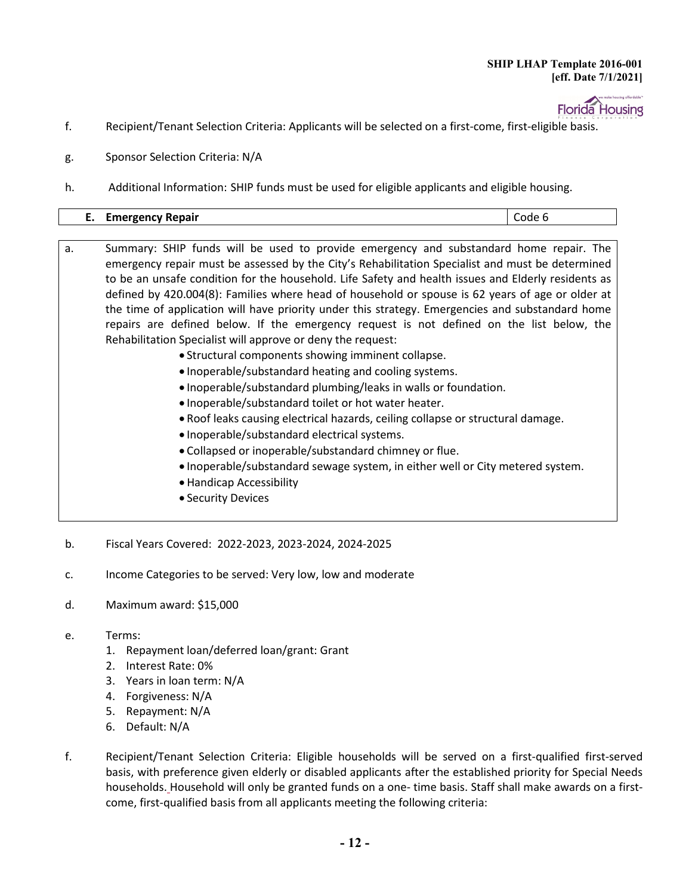f. Recipient/Tenant Selection Criteria: Applicants will be selected on a first-come, first-eligible basis.

g. Sponsor Selection Criteria: N/A

h. Additional Information: SHIP funds must be used for eligible applicants and eligible housing.

| **E. Emergency Repair** | Code 6 |
|---|---|

a. Summary: SHIP funds will be used to provide emergency and substandard home repair. The emergency repair must be assessed by the City's Rehabilitation Specialist and must be determined to be an unsafe condition for the household. Life Safety and health issues and Elderly residents as defined by 420.004(8): Families where head of household or spouse is 62 years of age or older at the time of application will have priority under this strategy. Emergencies and substandard home repairs are defined below. If the emergency request is not defined on the list below, the Rehabilitation Specialist will approve or deny the request:

- Structural components showing imminent collapse.
- Inoperable/substandard heating and cooling systems.
- Inoperable/substandard plumbing/leaks in walls or foundation.
- Inoperable/substandard toilet or hot water heater.
- Roof leaks causing electrical hazards, ceiling collapse or structural damage.
- Inoperable/substandard electrical systems.
- Collapsed or inoperable/substandard chimney or flue.
- Inoperable/substandard sewage system, in either well or City metered system.
- Handicap Accessibility
- Security Devices

b. Fiscal Years Covered: 2022-2023, 2023-2024, 2024-2025

c. Income Categories to be served: Very low, low and moderate

d. Maximum award: $15,000

e. Terms:
   1. Repayment loan/deferred loan/grant: Grant
   2. Interest Rate: 0%
   3. Years in loan term: N/A
   4. Forgiveness: N/A
   5. Repayment: N/A
   6. Default: N/A

f. Recipient/Tenant Selection Criteria: Eligible households will be served on a first-qualified first-served basis, with preference given elderly or disabled applicants after the established priority for Special Needs households. Household will only be granted funds on a one- time basis. Staff shall make awards on a first-come, first-qualified basis from all applicants meeting the following criteria: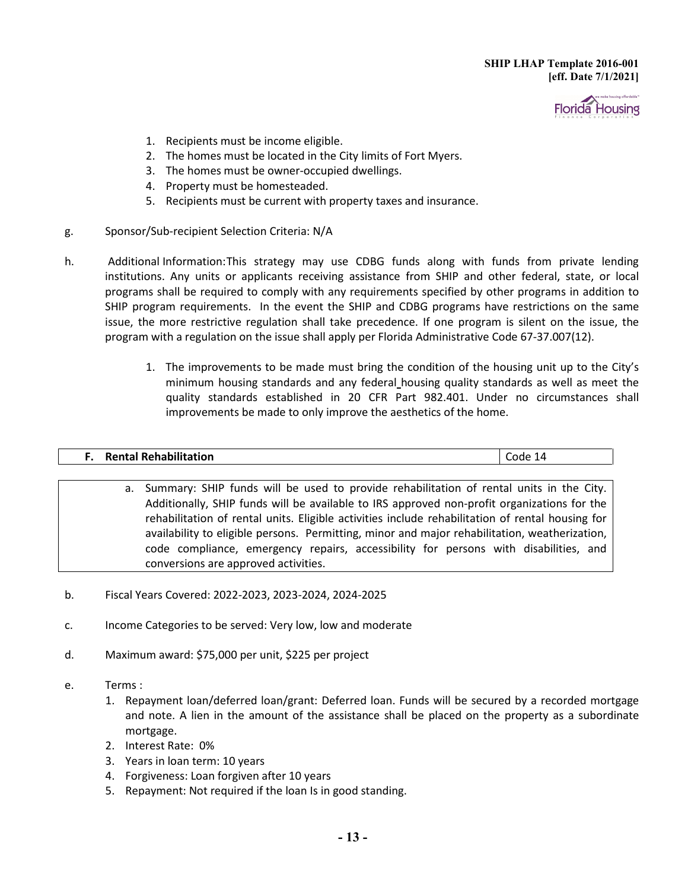1. Recipients must be income eligible.
2. The homes must be located in the City limits of Fort Myers.
3. The homes must be owner-occupied dwellings.
4. Property must be homesteaded.
5. Recipients must be current with property taxes and insurance.

g. Sponsor/Sub-recipient Selection Criteria: N/A

h. Additional Information: This strategy may use CDBG funds along with funds from private lending institutions. Any units or applicants receiving assistance from SHIP and other federal, state, or local programs shall be required to comply with any requirements specified by other programs in addition to SHIP program requirements. In the event the SHIP and CDBG programs have restrictions on the same issue, the more restrictive regulation shall take precedence. If one program is silent on the issue, the program with a regulation on the issue shall apply per Florida Administrative Code 67-37.007(12).

   1. The improvements to be made must bring the condition of the housing unit up to the City's minimum housing standards and any federal housing quality standards as well as meet the quality standards established in 20 CFR Part 982.401. Under no circumstances shall improvements be made to only improve the aesthetics of the home.

| **F. Rental Rehabilitation** | Code 14 |
|---|---|

a. Summary: SHIP funds will be used to provide rehabilitation of rental units in the City. Additionally, SHIP funds will be available to IRS approved non-profit organizations for the rehabilitation of rental units. Eligible activities include rehabilitation of rental housing for availability to eligible persons. Permitting, minor and major rehabilitation, weatherization, code compliance, emergency repairs, accessibility for persons with disabilities, and conversions are approved activities.

b. Fiscal Years Covered: 2022-2023, 2023-2024, 2024-2025

c. Income Categories to be served: Very low, low and moderate

d. Maximum award: $75,000 per unit, $225 per project

e. Terms :
   1. Repayment loan/deferred loan/grant: Deferred loan. Funds will be secured by a recorded mortgage and note. A lien in the amount of the assistance shall be placed on the property as a subordinate mortgage.
   2. Interest Rate: 0%
   3. Years in loan term: 10 years
   4. Forgiveness: Loan forgiven after 10 years
   5. Repayment: Not required if the loan Is in good standing.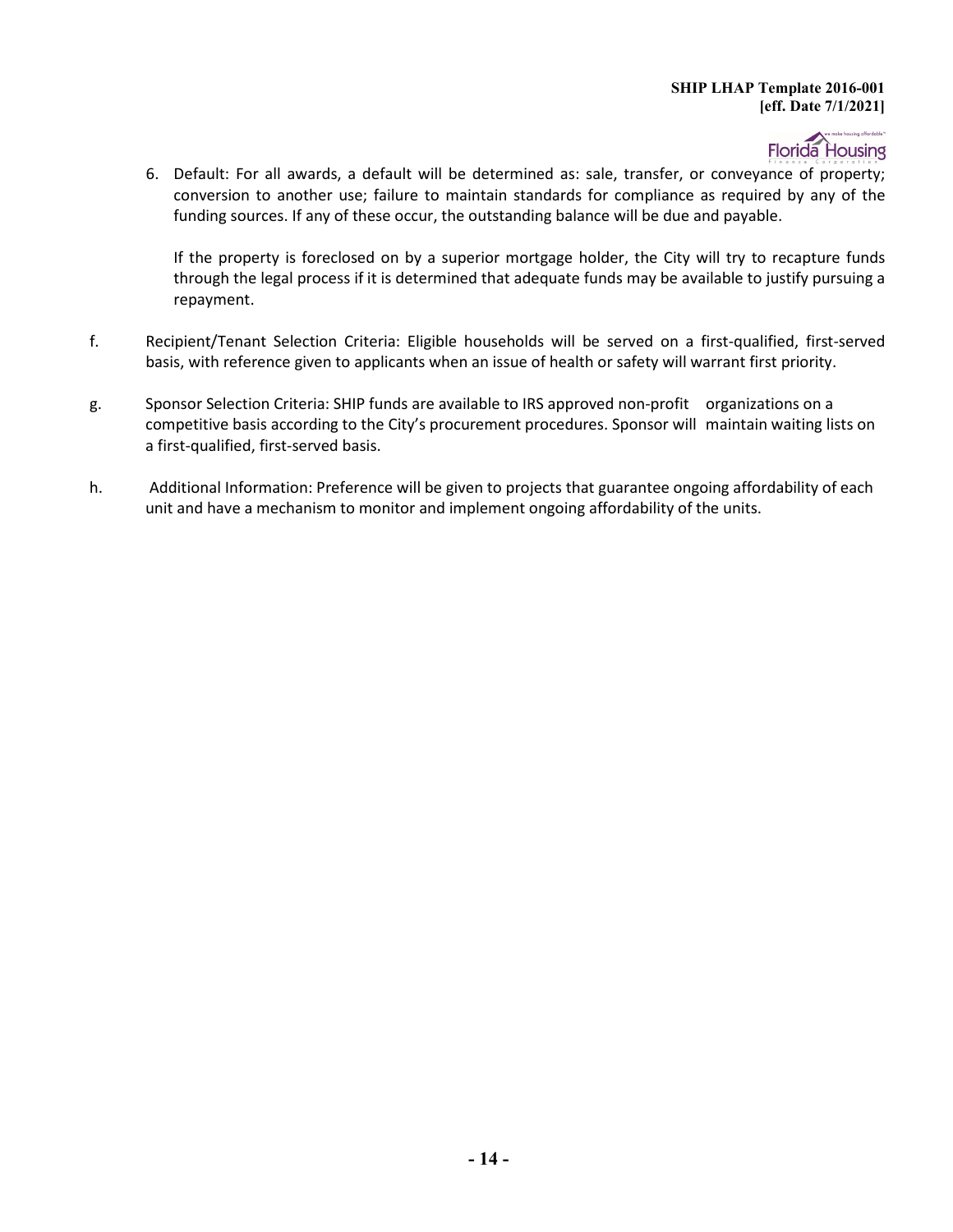6. Default: For all awards, a default will be determined as: sale, transfer, or conveyance of property; conversion to another use; failure to maintain standards for compliance as required by any of the funding sources. If any of these occur, the outstanding balance will be due and payable.

   If the property is foreclosed on by a superior mortgage holder, the City will try to recapture funds through the legal process if it is determined that adequate funds may be available to justify pursuing a repayment.

f. Recipient/Tenant Selection Criteria: Eligible households will be served on a first-qualified, first-served basis, with reference given to applicants when an issue of health or safety will warrant first priority.

g. Sponsor Selection Criteria: SHIP funds are available to IRS approved non-profit organizations on a competitive basis according to the City's procurement procedures. Sponsor will maintain waiting lists on a first-qualified, first-served basis.

h. Additional Information: Preference will be given to projects that guarantee ongoing affordability of each unit and have a mechanism to monitor and implement ongoing affordability of the units.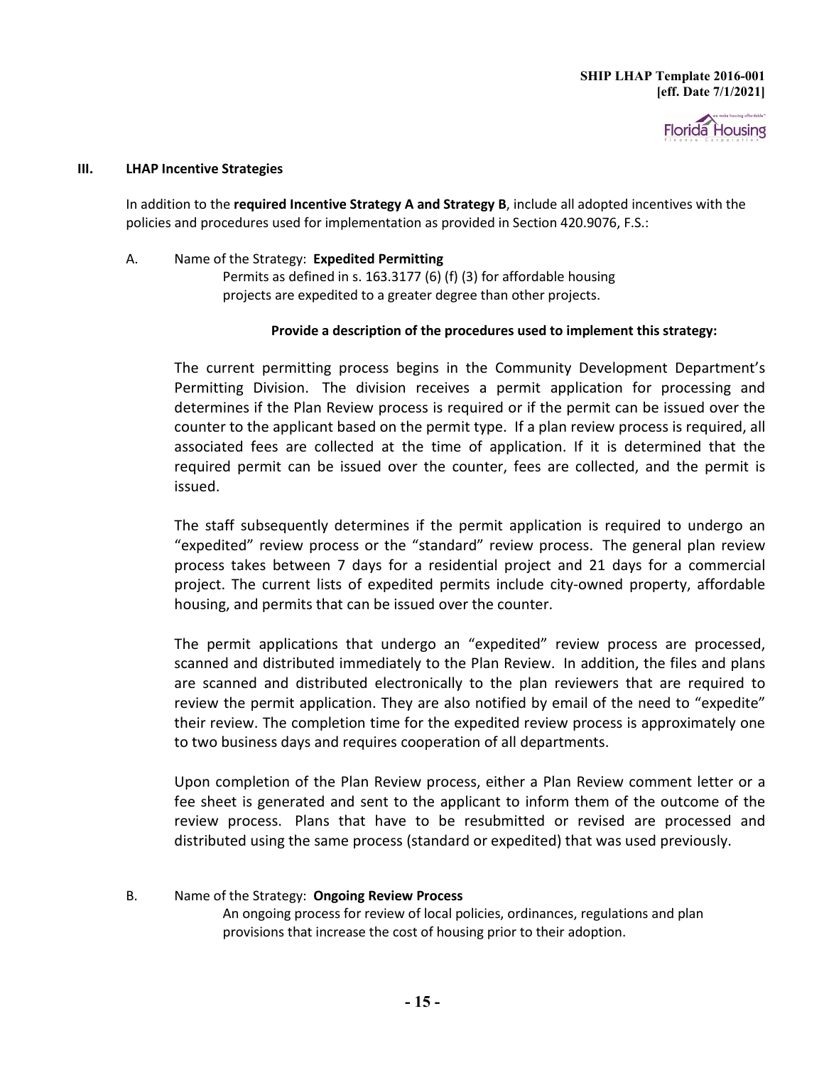### III. LHAP Incentive Strategies

In addition to the **required Incentive Strategy A and Strategy B**, include all adopted incentives with the policies and procedures used for implementation as provided in Section 420.9076, F.S.:

A. Name of the Strategy: **Expedited Permitting**

Permits as defined in s. 163.3177 (6) (f) (3) for affordable housing projects are expedited to a greater degree than other projects.

**Provide a description of the procedures used to implement this strategy:**

The current permitting process begins in the Community Development Department's Permitting Division. The division receives a permit application for processing and determines if the Plan Review process is required or if the permit can be issued over the counter to the applicant based on the permit type. If a plan review process is required, all associated fees are collected at the time of application. If it is determined that the required permit can be issued over the counter, fees are collected, and the permit is issued.

The staff subsequently determines if the permit application is required to undergo an "expedited" review process or the "standard" review process. The general plan review process takes between 7 days for a residential project and 21 days for a commercial project. The current lists of expedited permits include city-owned property, affordable housing, and permits that can be issued over the counter.

The permit applications that undergo an "expedited" review process are processed, scanned and distributed immediately to the Plan Review. In addition, the files and plans are scanned and distributed electronically to the plan reviewers that are required to review the permit application. They are also notified by email of the need to "expedite" their review. The completion time for the expedited review process is approximately one to two business days and requires cooperation of all departments.

Upon completion of the Plan Review process, either a Plan Review comment letter or a fee sheet is generated and sent to the applicant to inform them of the outcome of the review process. Plans that have to be resubmitted or revised are processed and distributed using the same process (standard or expedited) that was used previously.

B. Name of the Strategy: **Ongoing Review Process**

An ongoing process for review of local policies, ordinances, regulations and plan provisions that increase the cost of housing prior to their adoption.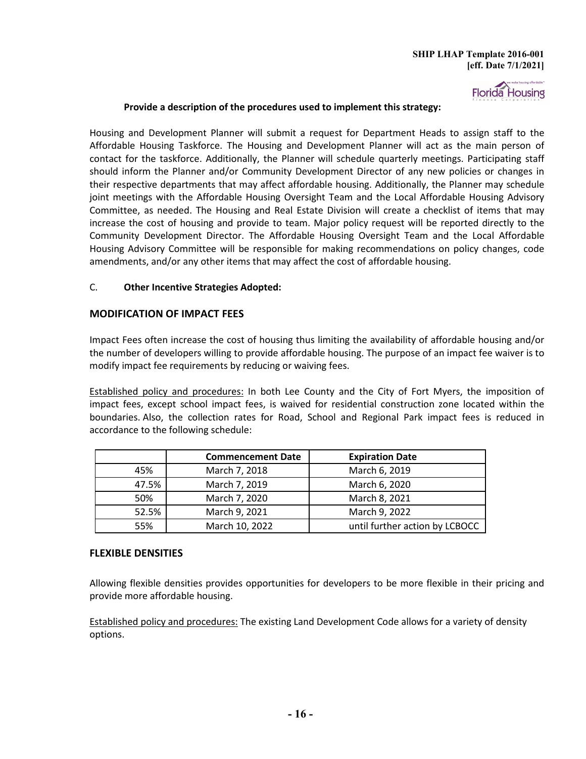**Provide a description of the procedures used to implement this strategy:**

Housing and Development Planner will submit a request for Department Heads to assign staff to the Affordable Housing Taskforce. The Housing and Development Planner will act as the main person of contact for the taskforce. Additionally, the Planner will schedule quarterly meetings. Participating staff should inform the Planner and/or Community Development Director of any new policies or changes in their respective departments that may affect affordable housing. Additionally, the Planner may schedule joint meetings with the Affordable Housing Oversight Team and the Local Affordable Housing Advisory Committee, as needed. The Housing and Real Estate Division will create a checklist of items that may increase the cost of housing and provide to team. Major policy request will be reported directly to the Community Development Director. The Affordable Housing Oversight Team and the Local Affordable Housing Advisory Committee will be responsible for making recommendations on policy changes, code amendments, and/or any other items that may affect the cost of affordable housing.

C. **Other Incentive Strategies Adopted:**

## MODIFICATION OF IMPACT FEES

Impact Fees often increase the cost of housing thus limiting the availability of affordable housing and/or the number of developers willing to provide affordable housing. The purpose of an impact fee waiver is to modify impact fee requirements by reducing or waiving fees.

Established policy and procedures: In both Lee County and the City of Fort Myers, the imposition of impact fees, except school impact fees, is waived for residential construction zone located within the boundaries. Also, the collection rates for Road, School and Regional Park impact fees is reduced in accordance to the following schedule:

| | Commencement Date | Expiration Date |
|---|---|---|
| 45% | March 7, 2018 | March 6, 2019 |
| 47.5% | March 7, 2019 | March 6, 2020 |
| 50% | March 7, 2020 | March 8, 2021 |
| 52.5% | March 9, 2021 | March 9, 2022 |
| 55% | March 10, 2022 | until further action by LCBOCC |

## FLEXIBLE DENSITIES

Allowing flexible densities provides opportunities for developers to be more flexible in their pricing and provide more affordable housing.

Established policy and procedures: The existing Land Development Code allows for a variety of density options.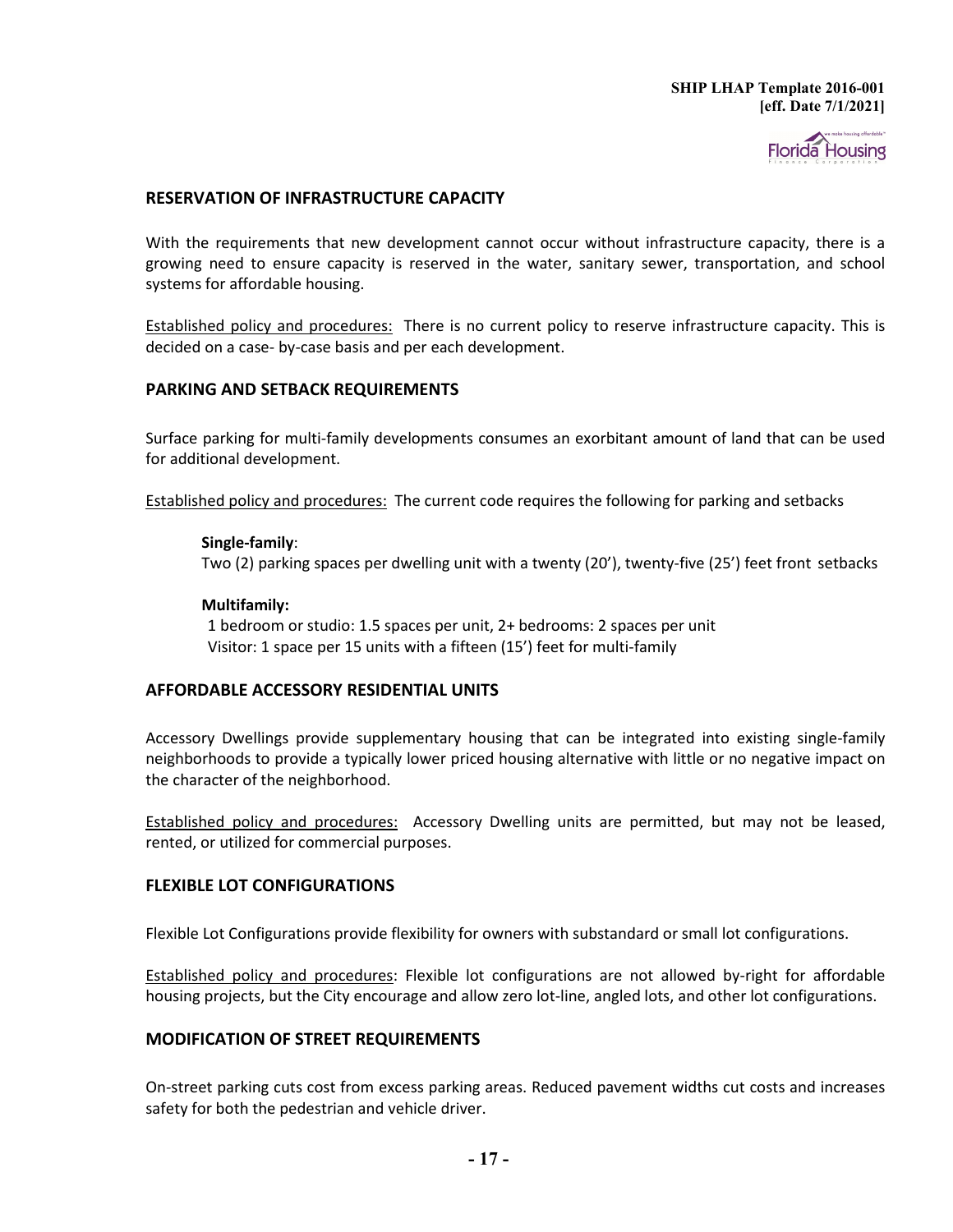## RESERVATION OF INFRASTRUCTURE CAPACITY

With the requirements that new development cannot occur without infrastructure capacity, there is a growing need to ensure capacity is reserved in the water, sanitary sewer, transportation, and school systems for affordable housing.

Established policy and procedures: There is no current policy to reserve infrastructure capacity. This is decided on a case- by-case basis and per each development.

## PARKING AND SETBACK REQUIREMENTS

Surface parking for multi-family developments consumes an exorbitant amount of land that can be used for additional development.

Established policy and procedures: The current code requires the following for parking and setbacks

**Single-family**:
Two (2) parking spaces per dwelling unit with a twenty (20'), twenty-five (25') feet front setbacks

**Multifamily:**
1 bedroom or studio: 1.5 spaces per unit, 2+ bedrooms: 2 spaces per unit
Visitor: 1 space per 15 units with a fifteen (15') feet for multi-family

## AFFORDABLE ACCESSORY RESIDENTIAL UNITS

Accessory Dwellings provide supplementary housing that can be integrated into existing single-family neighborhoods to provide a typically lower priced housing alternative with little or no negative impact on the character of the neighborhood.

Established policy and procedures: Accessory Dwelling units are permitted, but may not be leased, rented, or utilized for commercial purposes.

## FLEXIBLE LOT CONFIGURATIONS

Flexible Lot Configurations provide flexibility for owners with substandard or small lot configurations.

Established policy and procedures: Flexible lot configurations are not allowed by-right for affordable housing projects, but the City encourage and allow zero lot-line, angled lots, and other lot configurations.

## MODIFICATION OF STREET REQUIREMENTS

On-street parking cuts cost from excess parking areas. Reduced pavement widths cut costs and increases safety for both the pedestrian and vehicle driver.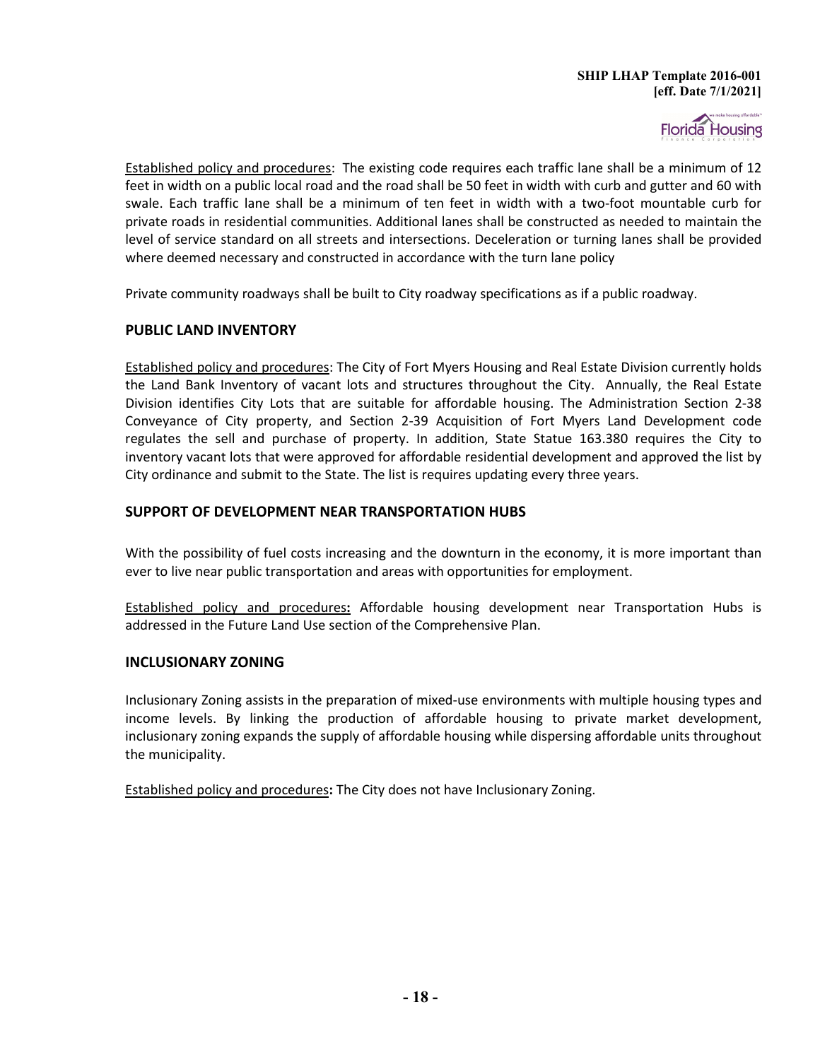Established policy and procedures: The existing code requires each traffic lane shall be a minimum of 12 feet in width on a public local road and the road shall be 50 feet in width with curb and gutter and 60 with swale. Each traffic lane shall be a minimum of ten feet in width with a two-foot mountable curb for private roads in residential communities. Additional lanes shall be constructed as needed to maintain the level of service standard on all streets and intersections. Deceleration or turning lanes shall be provided where deemed necessary and constructed in accordance with the turn lane policy

Private community roadways shall be built to City roadway specifications as if a public roadway.

## PUBLIC LAND INVENTORY

Established policy and procedures: The City of Fort Myers Housing and Real Estate Division currently holds the Land Bank Inventory of vacant lots and structures throughout the City. Annually, the Real Estate Division identifies City Lots that are suitable for affordable housing. The Administration Section 2-38 Conveyance of City property, and Section 2-39 Acquisition of Fort Myers Land Development code regulates the sell and purchase of property. In addition, State Statue 163.380 requires the City to inventory vacant lots that were approved for affordable residential development and approved the list by City ordinance and submit to the State. The list is requires updating every three years.

## SUPPORT OF DEVELOPMENT NEAR TRANSPORTATION HUBS

With the possibility of fuel costs increasing and the downturn in the economy, it is more important than ever to live near public transportation and areas with opportunities for employment.

Established policy and procedures**:** Affordable housing development near Transportation Hubs is addressed in the Future Land Use section of the Comprehensive Plan.

## INCLUSIONARY ZONING

Inclusionary Zoning assists in the preparation of mixed-use environments with multiple housing types and income levels. By linking the production of affordable housing to private market development, inclusionary zoning expands the supply of affordable housing while dispersing affordable units throughout the municipality.

Established policy and procedures**:** The City does not have Inclusionary Zoning.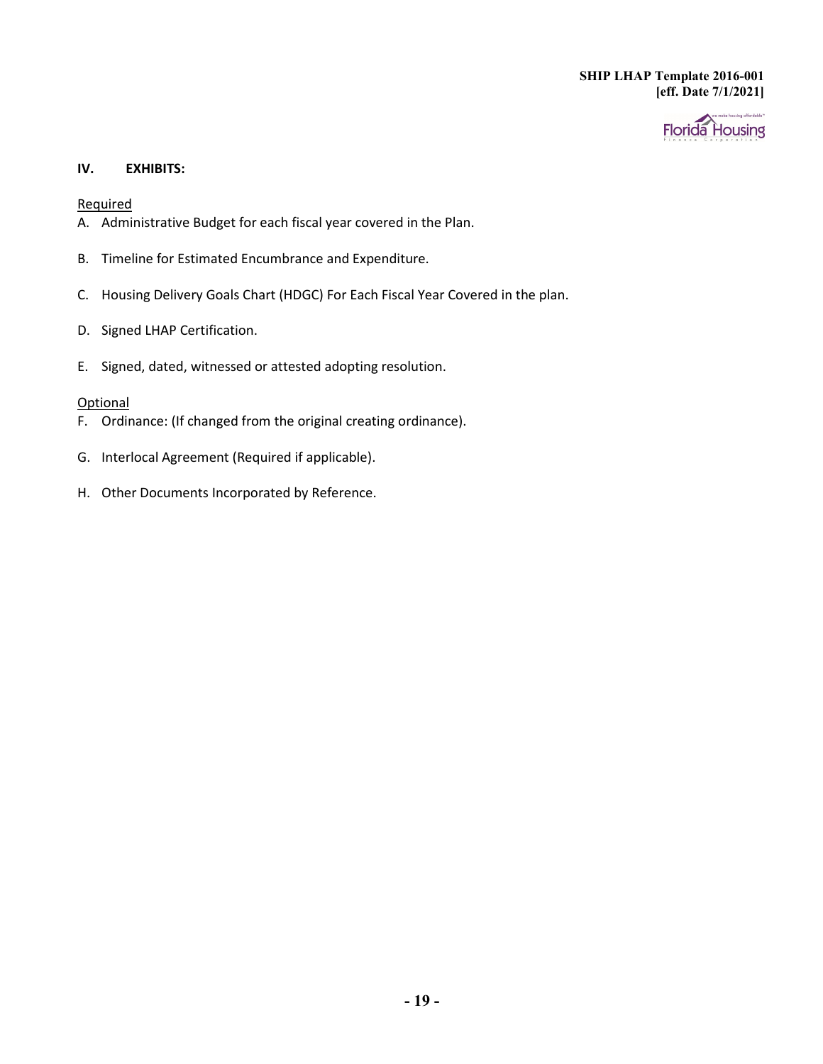## IV. EXHIBITS:

Required

A. Administrative Budget for each fiscal year covered in the Plan.

B. Timeline for Estimated Encumbrance and Expenditure.

C. Housing Delivery Goals Chart (HDGC) For Each Fiscal Year Covered in the plan.

D. Signed LHAP Certification.

E. Signed, dated, witnessed or attested adopting resolution.

Optional

F. Ordinance: (If changed from the original creating ordinance).

G. Interlocal Agreement (Required if applicable).

H. Other Documents Incorporated by Reference.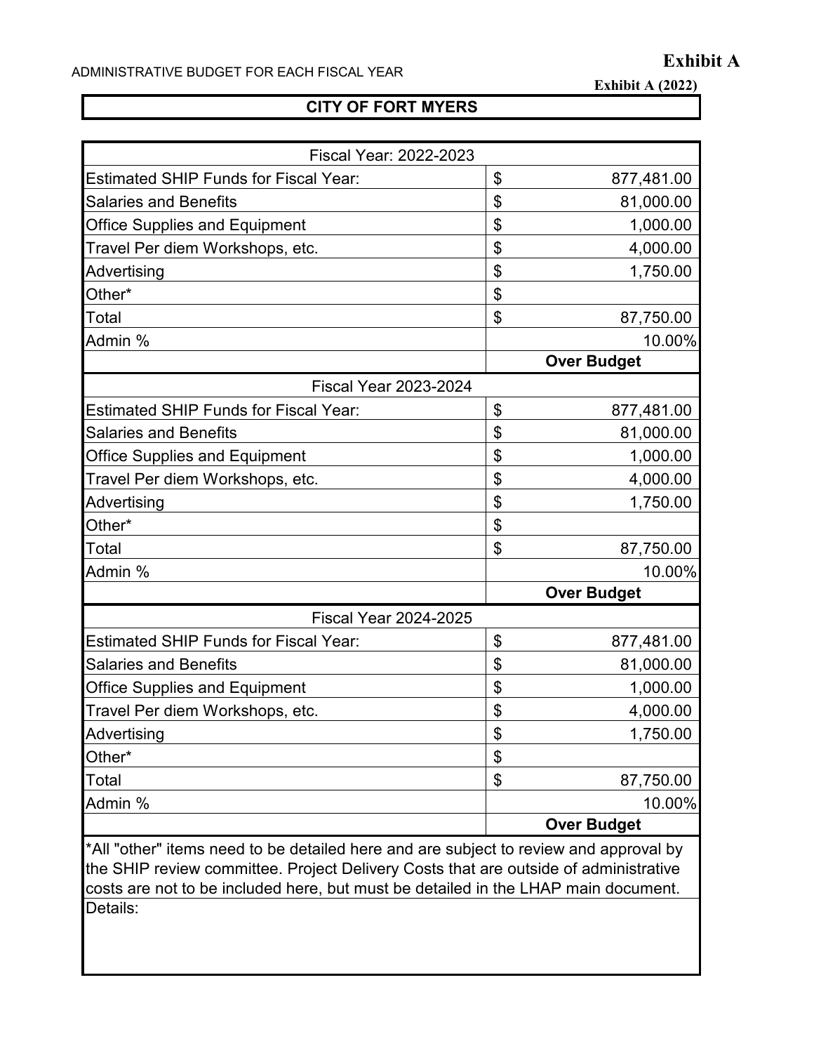# Exhibit A

ADMINISTRATIVE BUDGET FOR EACH FISCAL YEAR

**Exhibit A (2022)**

**CITY OF FORT MYERS**

| Fiscal Year: 2022-2023 | | |
|---|---|---|
| Estimated SHIP Funds for Fiscal Year: | $ | 877,481.00 |
| Salaries and Benefits | $ | 81,000.00 |
| Office Supplies and Equipment | $ | 1,000.00 |
| Travel Per diem Workshops, etc. | $ | 4,000.00 |
| Advertising | $ | 1,750.00 |
| Other* | $ | |
| Total | $ | 87,750.00 |
| Admin % | | 10.00% |
| | | **Over Budget** |
| Fiscal Year 2023-2024 | | |
| Estimated SHIP Funds for Fiscal Year: | $ | 877,481.00 |
| Salaries and Benefits | $ | 81,000.00 |
| Office Supplies and Equipment | $ | 1,000.00 |
| Travel Per diem Workshops, etc. | $ | 4,000.00 |
| Advertising | $ | 1,750.00 |
| Other* | $ | |
| Total | $ | 87,750.00 |
| Admin % | | 10.00% |
| | | **Over Budget** |
| Fiscal Year 2024-2025 | | |
| Estimated SHIP Funds for Fiscal Year: | $ | 877,481.00 |
| Salaries and Benefits | $ | 81,000.00 |
| Office Supplies and Equipment | $ | 1,000.00 |
| Travel Per diem Workshops, etc. | $ | 4,000.00 |
| Advertising | $ | 1,750.00 |
| Other* | $ | |
| Total | $ | 87,750.00 |
| Admin % | | 10.00% |
| | | **Over Budget** |

*All "other" items need to be detailed here and are subject to review and approval by the SHIP review committee. Project Delivery Costs that are outside of administrative costs are not to be included here, but must be detailed in the LHAP main document.

Details: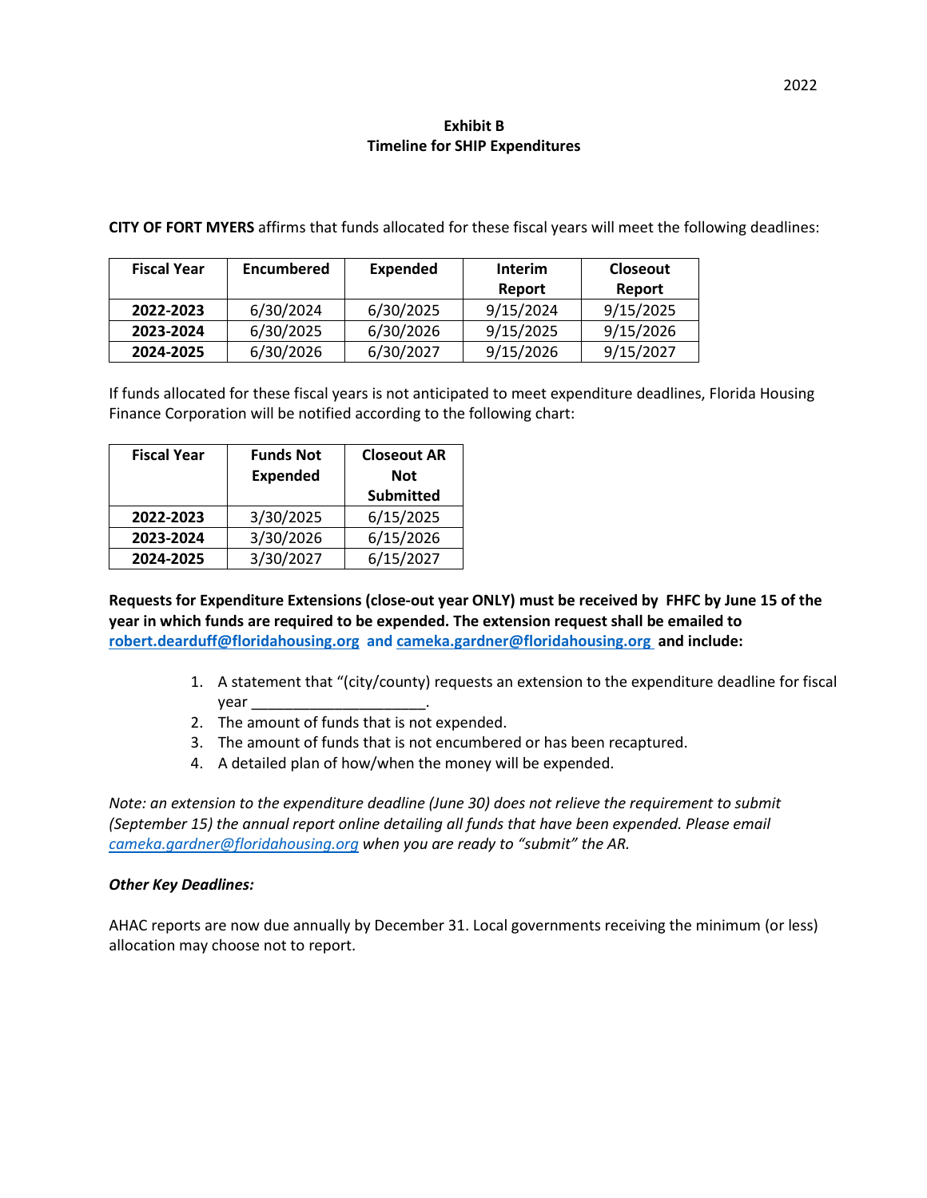2022

**Exhibit B**
**Timeline for SHIP Expenditures**

**CITY OF FORT MYERS** affirms that funds allocated for these fiscal years will meet the following deadlines:

| Fiscal Year | Encumbered | Expended | Interim Report | Closeout Report |
|---|---|---|---|---|
| **2022-2023** | 6/30/2024 | 6/30/2025 | 9/15/2024 | 9/15/2025 |
| **2023-2024** | 6/30/2025 | 6/30/2026 | 9/15/2025 | 9/15/2026 |
| **2024-2025** | 6/30/2026 | 6/30/2027 | 9/15/2026 | 9/15/2027 |

If funds allocated for these fiscal years is not anticipated to meet expenditure deadlines, Florida Housing Finance Corporation will be notified according to the following chart:

| Fiscal Year | Funds Not Expended | Closeout AR Not Submitted |
|---|---|---|
| **2022-2023** | 3/30/2025 | 6/15/2025 |
| **2023-2024** | 3/30/2026 | 6/15/2026 |
| **2024-2025** | 3/30/2027 | 6/15/2027 |

**Requests for Expenditure Extensions (close-out year ONLY) must be received by FHFC by June 15 of the year in which funds are required to be expended. The extension request shall be emailed to robert.dearduff@floridahousing.org and cameka.gardner@floridahousing.org and include:**

1. A statement that "(city/county) requests an extension to the expenditure deadline for fiscal year ____________________.
2. The amount of funds that is not expended.
3. The amount of funds that is not encumbered or has been recaptured.
4. A detailed plan of how/when the money will be expended.

*Note: an extension to the expenditure deadline (June 30) does not relieve the requirement to submit (September 15) the annual report online detailing all funds that have been expended. Please email cameka.gardner@floridahousing.org when you are ready to "submit" the AR.*

***Other Key Deadlines:***

AHAC reports are now due annually by December 31. Local governments receiving the minimum (or less) allocation may choose not to report.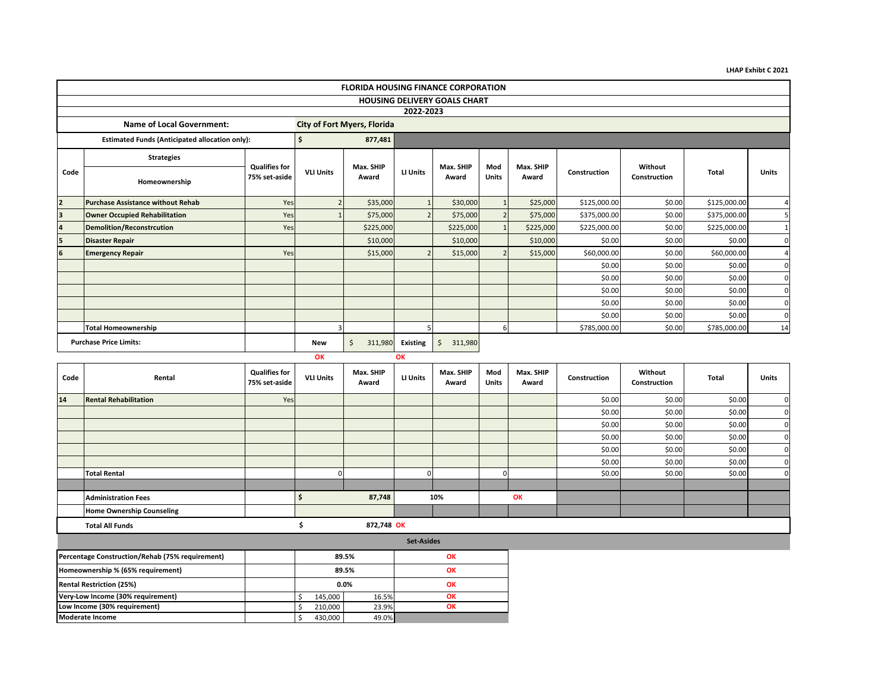LHAP Exhibt C 2021

**FLORIDA HOUSING FINANCE CORPORATION**

**HOUSING DELIVERY GOALS CHART**

**2022-2023**

| | | | | | | | | | | | | |
|---|---|---|---|---|---|---|---|---|---|---|---|---|
| **Name of Local Government:** | | | **City of Fort Myers, Florida** | | | | | | | | | |
| **Estimated Funds (Anticipated allocation only):** | | | $ 877,481 | | | | | | | | | |

| Code | Strategies<br>Homeownership | Qualifies for 75% set-aside | VLI Units | Max. SHIP Award | LI Units | Max. SHIP Award | Mod Units | Max. SHIP Award | Construction | Without Construction | Total | Units |
|---|---|---|---|---|---|---|---|---|---|---|---|---|
| 2 | Purchase Assistance without Rehab | Yes | 2 | $35,000 | 1 | $30,000 | 1 | $25,000 | $125,000.00 | $0.00 | $125,000.00 | 4 |
| 3 | Owner Occupied Rehabilitation | Yes | 1 | $75,000 | 2 | $75,000 | 2 | $75,000 | $375,000.00 | $0.00 | $375,000.00 | 5 |
| 4 | Demolition/Reconstrcution | Yes | | $225,000 | | $225,000 | 1 | $225,000 | $225,000.00 | $0.00 | $225,000.00 | 1 |
| 5 | Disaster Repair | | | $10,000 | | $10,000 | | $10,000 | $0.00 | $0.00 | $0.00 | 0 |
| 6 | Emergency Repair | Yes | | $15,000 | 2 | $15,000 | 2 | $15,000 | $60,000.00 | $0.00 | $60,000.00 | 4 |
| | | | | | | | | | $0.00 | $0.00 | $0.00 | 0 |
| | | | | | | | | | $0.00 | $0.00 | $0.00 | 0 |
| | | | | | | | | | $0.00 | $0.00 | $0.00 | 0 |
| | | | | | | | | | $0.00 | $0.00 | $0.00 | 0 |
| | | | | | | | | | $0.00 | $0.00 | $0.00 | 0 |
| | Total Homeownership | | 3 | | 5 | | 6 | | $785,000.00 | $0.00 | $785,000.00 | 14 |
| | Purchase Price Limits: | | New | $ 311,980 | Existing | $ 311,980 | | | | | | |
| | | | OK | | OK | | | | | | | |

| Code | Rental | Qualifies for 75% set-aside | VLI Units | Max. SHIP Award | LI Units | Max. SHIP Award | Mod Units | Max. SHIP Award | Construction | Without Construction | Total | Units |
|---|---|---|---|---|---|---|---|---|---|---|---|---|
| 14 | Rental Rehabilitation | Yes | | | | | | | $0.00 | $0.00 | $0.00 | 0 |
| | | | | | | | | | $0.00 | $0.00 | $0.00 | 0 |
| | | | | | | | | | $0.00 | $0.00 | $0.00 | 0 |
| | | | | | | | | | $0.00 | $0.00 | $0.00 | 0 |
| | | | | | | | | | $0.00 | $0.00 | $0.00 | 0 |
| | | | | | | | | | $0.00 | $0.00 | $0.00 | 0 |
| | Total Rental | | 0 | | 0 | | 0 | | $0.00 | $0.00 | $0.00 | 0 |
| | Administration Fees | | $ 87,748 | | 10% | | OK | | | | | |
| | Home Ownership Counseling | | | | | | | | | | | |
| | Total All Funds | | $ 872,748 OK | | | | | | | | | |

**Set-Asides**

| | | | | |
|---|---|---|---|---|
| Percentage Construction/Rehab (75% requirement) | | 89.5% | | OK |
| Homeownership % (65% requirement) | | 89.5% | | OK |
| Rental Restriction (25%) | | 0.0% | | OK |
| Very-Low Income (30% requirement) | | $ 145,000 | 16.5% | OK |
| Low Income (30% requirement) | | $ 210,000 | 23.9% | OK |
| Moderate Income | | $ 430,000 | 49.0% | |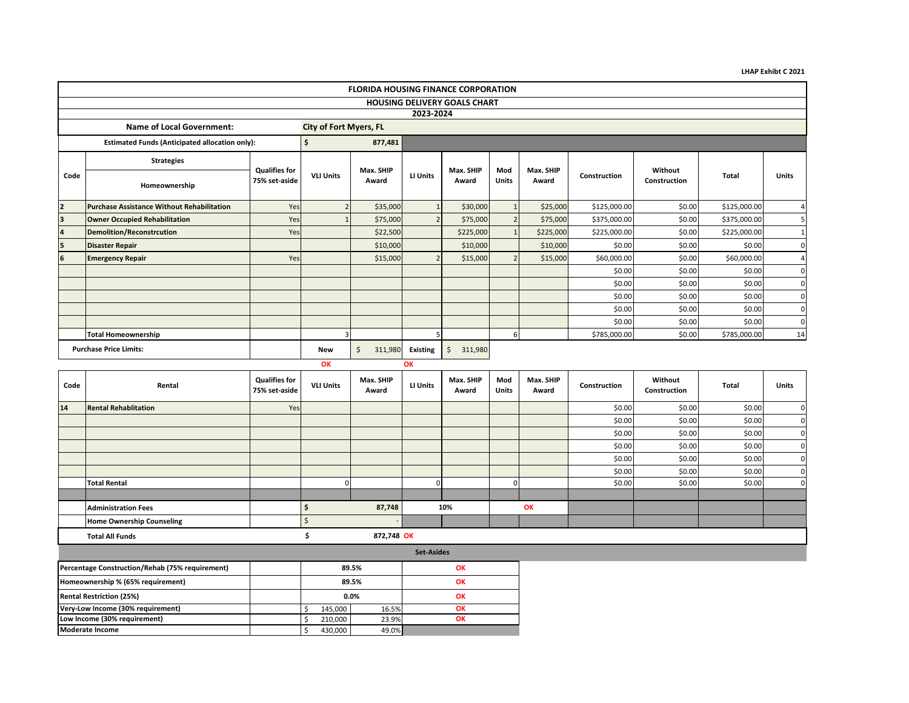LHAP Exhibt C 2021

# FLORIDA HOUSING FINANCE CORPORATION

## HOUSING DELIVERY GOALS CHART

### 2023-2024

**Name of Local Government:** City of Fort Myers, FL

**Estimated Funds (Anticipated allocation only):** $ 877,481

| Code | Strategies / Homeownership | Qualifies for 75% set-aside | VLI Units | Max. SHIP Award | LI Units | Max. SHIP Award | Mod Units | Max. SHIP Award | Construction | Without Construction | Total | Units |
|---|---|---|---|---|---|---|---|---|---|---|---|---|
| 2 | Purchase Assistance Without Rehabilitation | Yes | 2 | $35,000 | 1 | $30,000 | 1 | $25,000 | $125,000.00 | $0.00 | $125,000.00 | 4 |
| 3 | Owner Occupied Rehabilitation | Yes | 1 | $75,000 | 2 | $75,000 | 2 | $75,000 | $375,000.00 | $0.00 | $375,000.00 | 5 |
| 4 | Demolition/Reconstrcution | Yes | | $22,500 | | $225,000 | 1 | $225,000 | $225,000.00 | $0.00 | $225,000.00 | 1 |
| 5 | Disaster Repair | | | $10,000 | | $10,000 | | $10,000 | $0.00 | $0.00 | $0.00 | 0 |
| 6 | Emergency Repair | Yes | | $15,000 | 2 | $15,000 | 2 | $15,000 | $60,000.00 | $0.00 | $60,000.00 | 4 |
| | | | | | | | | | $0.00 | $0.00 | $0.00 | 0 |
| | | | | | | | | | $0.00 | $0.00 | $0.00 | 0 |
| | | | | | | | | | $0.00 | $0.00 | $0.00 | 0 |
| | | | | | | | | | $0.00 | $0.00 | $0.00 | 0 |
| | | | | | | | | | $0.00 | $0.00 | $0.00 | 0 |
| | Total Homeownership | | 3 | | 5 | | 6 | | $785,000.00 | $0.00 | $785,000.00 | 14 |
| | Purchase Price Limits: | | New | $ 311,980 | Existing | $ 311,980 | | | | | | |
| | | | OK | | OK | | | | | | | |

| Code | Rental | Qualifies for 75% set-aside | VLI Units | Max. SHIP Award | LI Units | Max. SHIP Award | Mod Units | Max. SHIP Award | Construction | Without Construction | Total | Units |
|---|---|---|---|---|---|---|---|---|---|---|---|---|
| 14 | Rental Rehablitation | Yes | | | | | | | $0.00 | $0.00 | $0.00 | 0 |
| | | | | | | | | | $0.00 | $0.00 | $0.00 | 0 |
| | | | | | | | | | $0.00 | $0.00 | $0.00 | 0 |
| | | | | | | | | | $0.00 | $0.00 | $0.00 | 0 |
| | | | | | | | | | $0.00 | $0.00 | $0.00 | 0 |
| | | | | | | | | | $0.00 | $0.00 | $0.00 | 0 |
| | Total Rental | | 0 | | 0 | | 0 | | $0.00 | $0.00 | $0.00 | 0 |

| | | | | |
|---|---|---|---|---|
| Administration Fees | $ 87,748 | 10% | OK |
| Home Ownership Counseling | $ - | | |
| Total All Funds | $ 872,748 | OK | |

**Set-Asides**

| | | | |
|---|---|---|---|
| Percentage Construction/Rehab (75% requirement) | 89.5% | | OK |
| Homeownership % (65% requirement) | 89.5% | | OK |
| Rental Restriction (25%) | 0.0% | | OK |
| Very-Low Income (30% requirement) | $ 145,000 | 16.5% | OK |
| Low Income (30% requirement) | $ 210,000 | 23.9% | OK |
| Moderate Income | $ 430,000 | 49.0% | |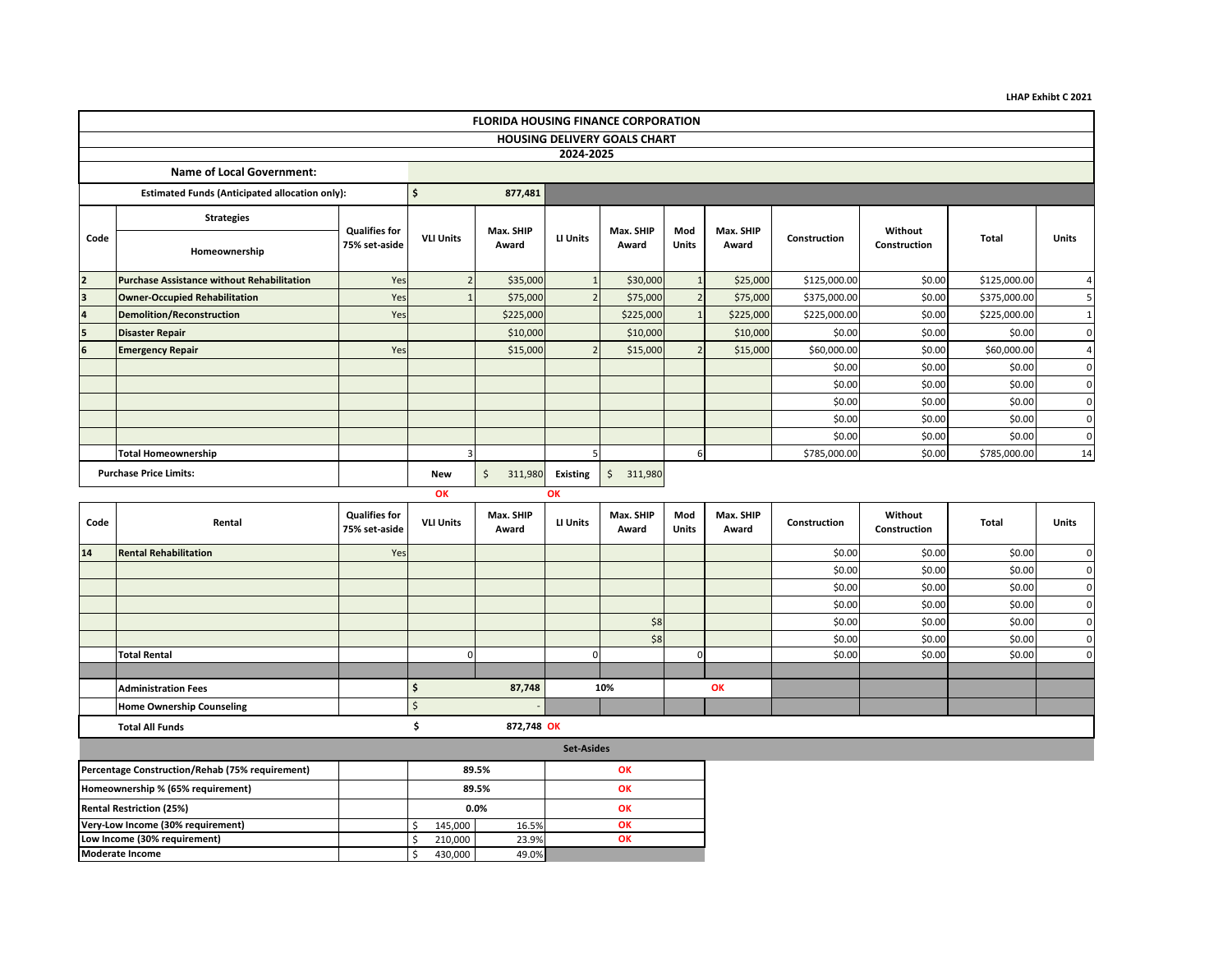LHAP Exhibit C 2021

## FLORIDA HOUSING FINANCE CORPORATION
## HOUSING DELIVERY GOALS CHART
## 2024-2025

**Name of Local Government:**

**Estimated Funds (Anticipated allocation only):** $ 877,481

| Code | Strategies / Homeownership | Qualifies for 75% set-aside | VLI Units | Max. SHIP Award | LI Units | Max. SHIP Award | Mod Units | Max. SHIP Award | Construction | Without Construction | Total | Units |
|---|---|---|---|---|---|---|---|---|---|---|---|---|
| 2 | Purchase Assistance without Rehabilitation | Yes | 2 | $35,000 | 1 | $30,000 | 1 | $25,000 | $125,000.00 | $0.00 | $125,000.00 | 4 |
| 3 | Owner-Occupied Rehabilitation | Yes | 1 | $75,000 | 2 | $75,000 | 2 | $75,000 | $375,000.00 | $0.00 | $375,000.00 | 5 |
| 4 | Demolition/Reconstruction | Yes | | $225,000 | | $225,000 | 1 | $225,000 | $225,000.00 | $0.00 | $225,000.00 | 1 |
| 5 | Disaster Repair | | | $10,000 | | $10,000 | | $10,000 | $0.00 | $0.00 | $0.00 | 0 |
| 6 | Emergency Repair | Yes | | $15,000 | 2 | $15,000 | 2 | $15,000 | $60,000.00 | $0.00 | $60,000.00 | 4 |
| | | | | | | | | | $0.00 | $0.00 | $0.00 | 0 |
| | | | | | | | | | $0.00 | $0.00 | $0.00 | 0 |
| | | | | | | | | | $0.00 | $0.00 | $0.00 | 0 |
| | | | | | | | | | $0.00 | $0.00 | $0.00 | 0 |
| | | | | | | | | | $0.00 | $0.00 | $0.00 | 0 |
| | Total Homeownership | | 3 | | 5 | | 6 | | $785,000.00 | $0.00 | $785,000.00 | 14 |

| Purchase Price Limits: | | New | $ 311,980 | Existing | $ 311,980 |
|---|---|---|---|---|---|
| | | OK | | OK | |

| Code | Rental | Qualifies for 75% set-aside | VLI Units | Max. SHIP Award | LI Units | Max. SHIP Award | Mod Units | Max. SHIP Award | Construction | Without Construction | Total | Units |
|---|---|---|---|---|---|---|---|---|---|---|---|---|
| 14 | Rental Rehabilitation | Yes | | | | | | | $0.00 | $0.00 | $0.00 | 0 |
| | | | | | | | | | $0.00 | $0.00 | $0.00 | 0 |
| | | | | | | | | | $0.00 | $0.00 | $0.00 | 0 |
| | | | | | | | | | $0.00 | $0.00 | $0.00 | 0 |
| | | | | | | $8 | | | $0.00 | $0.00 | $0.00 | 0 |
| | | | | | | $8 | | | $0.00 | $0.00 | $0.00 | 0 |
| | Total Rental | | 0 | | 0 | | 0 | | $0.00 | $0.00 | $0.00 | 0 |

| | | | | |
|---|---|---|---|---|
| Administration Fees | $ 87,748 | 10% | OK |
| Home Ownership Counseling | $ - | | |
| Total All Funds | $ 872,748 | OK | |

### Set-Asides

| | | | |
|---|---|---|---|
| Percentage Construction/Rehab (75% requirement) | 89.5% | | OK |
| Homeownership % (65% requirement) | 89.5% | | OK |
| Rental Restriction (25%) | 0.0% | | OK |
| Very-Low Income (30% requirement) | $ 145,000 | 16.5% | OK |
| Low Income (30% requirement) | $ 210,000 | 23.9% | OK |
| Moderate Income | $ 430,000 | 49.0% | |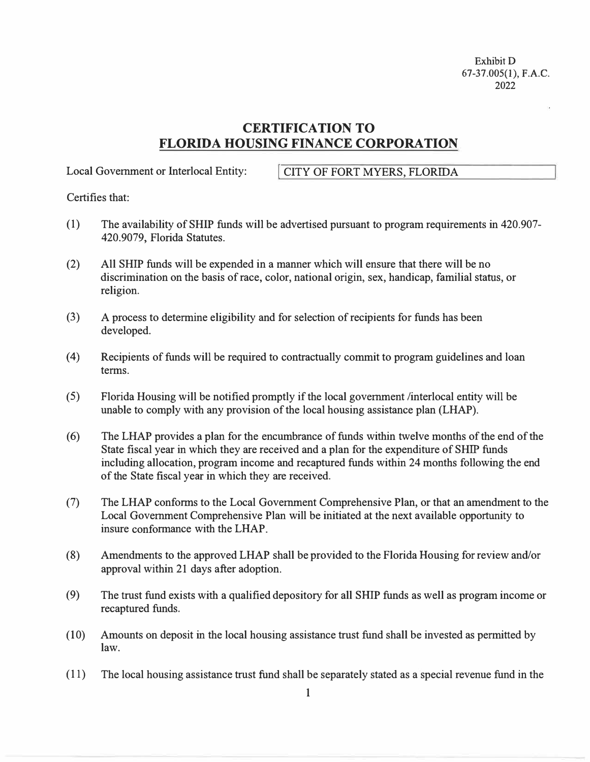Exhibit D
67-37.005(1), F.A.C.
2022

# CERTIFICATION TO FLORIDA HOUSING FINANCE CORPORATION

Local Government or Interlocal Entity: CITY OF FORT MYERS, FLORIDA

Certifies that:

(1) The availability of SHIP funds will be advertised pursuant to program requirements in 420.907-420.9079, Florida Statutes.

(2) All SHIP funds will be expended in a manner which will ensure that there will be no discrimination on the basis of race, color, national origin, sex, handicap, familial status, or religion.

(3) A process to determine eligibility and for selection of recipients for funds has been developed.

(4) Recipients of funds will be required to contractually commit to program guidelines and loan terms.

(5) Florida Housing will be notified promptly if the local government /interlocal entity will be unable to comply with any provision of the local housing assistance plan (LHAP).

(6) The LHAP provides a plan for the encumbrance of funds within twelve months of the end of the State fiscal year in which they are received and a plan for the expenditure of SHIP funds including allocation, program income and recaptured funds within 24 months following the end of the State fiscal year in which they are received.

(7) The LHAP conforms to the Local Government Comprehensive Plan, or that an amendment to the Local Government Comprehensive Plan will be initiated at the next available opportunity to insure conformance with the LHAP.

(8) Amendments to the approved LHAP shall be provided to the Florida Housing for review and/or approval within 21 days after adoption.

(9) The trust fund exists with a qualified depository for all SHIP funds as well as program income or recaptured funds.

(10) Amounts on deposit in the local housing assistance trust fund shall be invested as permitted by law.

(11) The local housing assistance trust fund shall be separately stated as a special revenue fund in the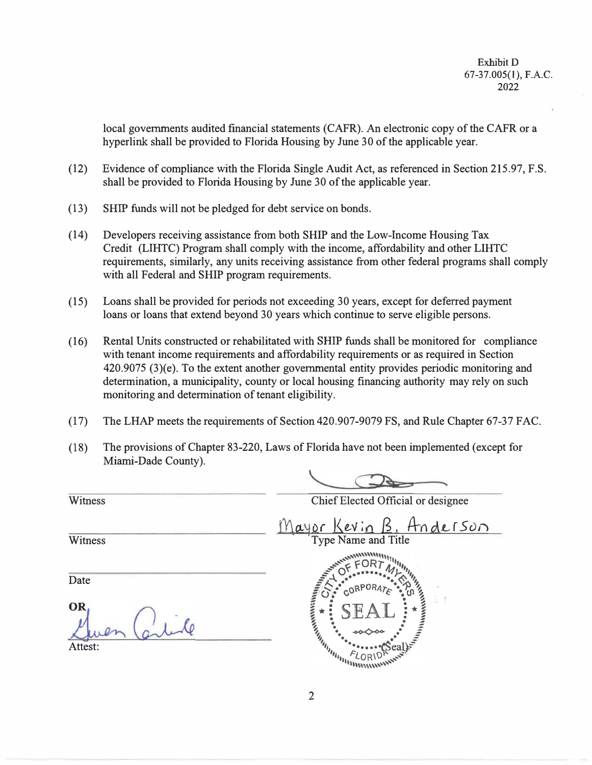Exhibit D
67-37.005(1), F.A.C.
2022

local governments audited financial statements (CAFR). An electronic copy of the CAFR or a hyperlink shall be provided to Florida Housing by June 30 of the applicable year.

(12) Evidence of compliance with the Florida Single Audit Act, as referenced in Section 215.97, F.S. shall be provided to Florida Housing by June 30 of the applicable year.

(13) SHIP funds will not be pledged for debt service on bonds.

(14) Developers receiving assistance from both SHIP and the Low-Income Housing Tax Credit (LIHTC) Program shall comply with the income, affordability and other LIHTC requirements, similarly, any units receiving assistance from other federal programs shall comply with all Federal and SHIP program requirements.

(15) Loans shall be provided for periods not exceeding 30 years, except for deferred payment loans or loans that extend beyond 30 years which continue to serve eligible persons.

(16) Rental Units constructed or rehabilitated with SHIP funds shall be monitored for compliance with tenant income requirements and affordability requirements or as required in Section 420.9075 (3)(e). To the extent another governmental entity provides periodic monitoring and determination, a municipality, county or local housing financing authority may rely on such monitoring and determination of tenant eligibility.

(17) The LHAP meets the requirements of Section 420.907-9079 FS, and Rule Chapter 67-37 FAC.

(18) The provisions of Chapter 83-220, Laws of Florida have not been implemented (except for Miami-Dade County).

| | |
|---|---|
| ______________________ | [signature] |
| Witness | Chief Elected Official or designee |
| ______________________ | Mayor Kevin B. Anderson |
| Witness | Type Name and Title |
| ______________________ | |
| Date | |
| **OR** [signature: Gwen Carlisle] | CITY OF FORT MYERS CORPORATE SEAL FLORIDA (Seal) |
| Attest: | |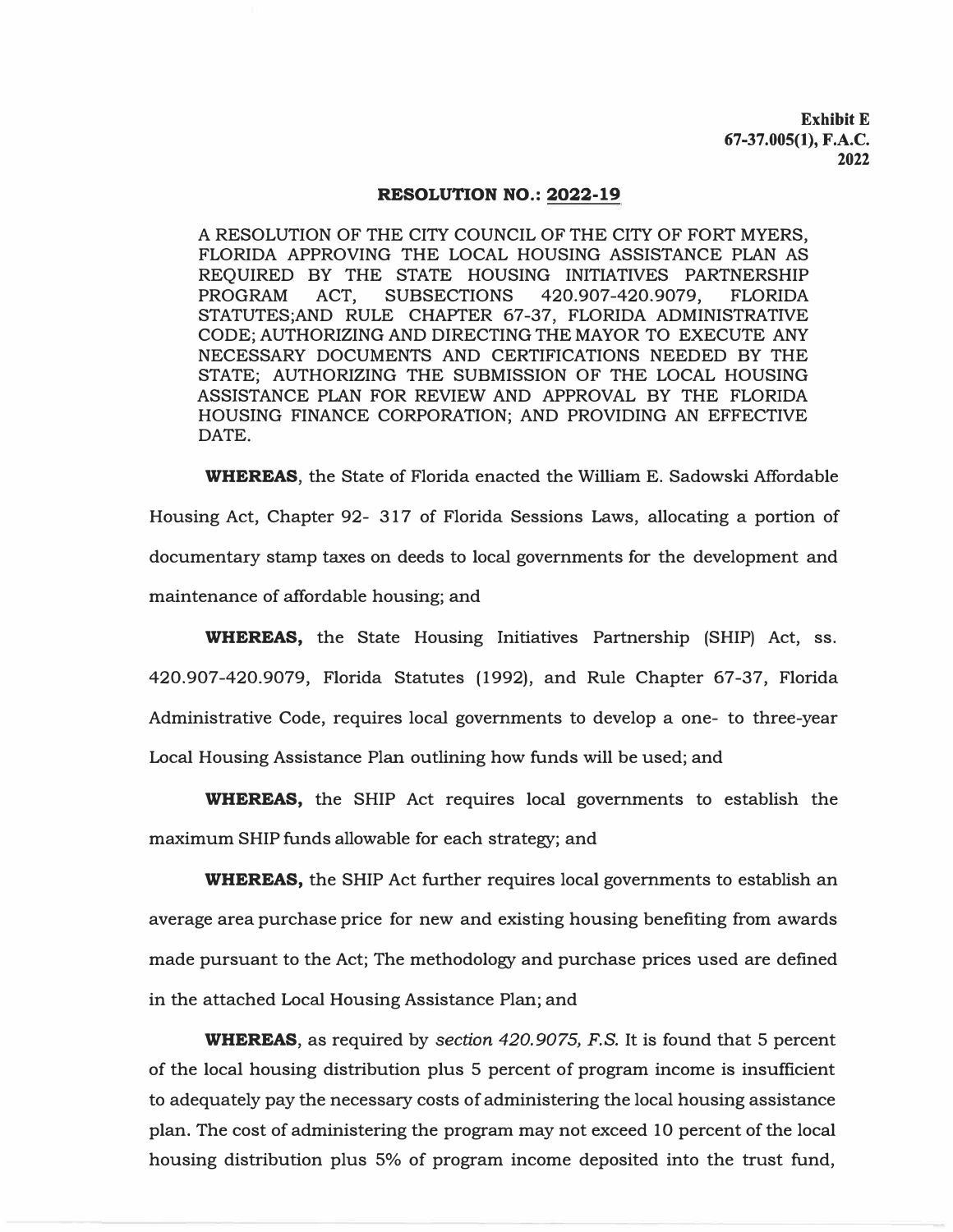**Exhibit E**
**67-37.005(1), F.A.C.**
**2022**

## RESOLUTION NO.: 2022-19

A RESOLUTION OF THE CITY COUNCIL OF THE CITY OF FORT MYERS, FLORIDA APPROVING THE LOCAL HOUSING ASSISTANCE PLAN AS REQUIRED BY THE STATE HOUSING INITIATIVES PARTNERSHIP PROGRAM ACT, SUBSECTIONS 420.907-420.9079, FLORIDA STATUTES;AND RULE CHAPTER 67-37, FLORIDA ADMINISTRATIVE CODE; AUTHORIZING AND DIRECTING THE MAYOR TO EXECUTE ANY NECESSARY DOCUMENTS AND CERTIFICATIONS NEEDED BY THE STATE; AUTHORIZING THE SUBMISSION OF THE LOCAL HOUSING ASSISTANCE PLAN FOR REVIEW AND APPROVAL BY THE FLORIDA HOUSING FINANCE CORPORATION; AND PROVIDING AN EFFECTIVE DATE.

**WHEREAS**, the State of Florida enacted the William E. Sadowski Affordable Housing Act, Chapter 92- 317 of Florida Sessions Laws, allocating a portion of documentary stamp taxes on deeds to local governments for the development and maintenance of affordable housing; and

**WHEREAS,** the State Housing Initiatives Partnership (SHIP) Act, ss. 420.907-420.9079, Florida Statutes (1992), and Rule Chapter 67-37, Florida Administrative Code, requires local governments to develop a one- to three-year Local Housing Assistance Plan outlining how funds will be used; and

**WHEREAS,** the SHIP Act requires local governments to establish the maximum SHIP funds allowable for each strategy; and

**WHEREAS,** the SHIP Act further requires local governments to establish an average area purchase price for new and existing housing benefiting from awards made pursuant to the Act; The methodology and purchase prices used are defined in the attached Local Housing Assistance Plan; and

**WHEREAS**, as required by *section 420.9075, F.S.* It is found that 5 percent of the local housing distribution plus 5 percent of program income is insufficient to adequately pay the necessary costs of administering the local housing assistance plan. The cost of administering the program may not exceed 10 percent of the local housing distribution plus 5% of program income deposited into the trust fund,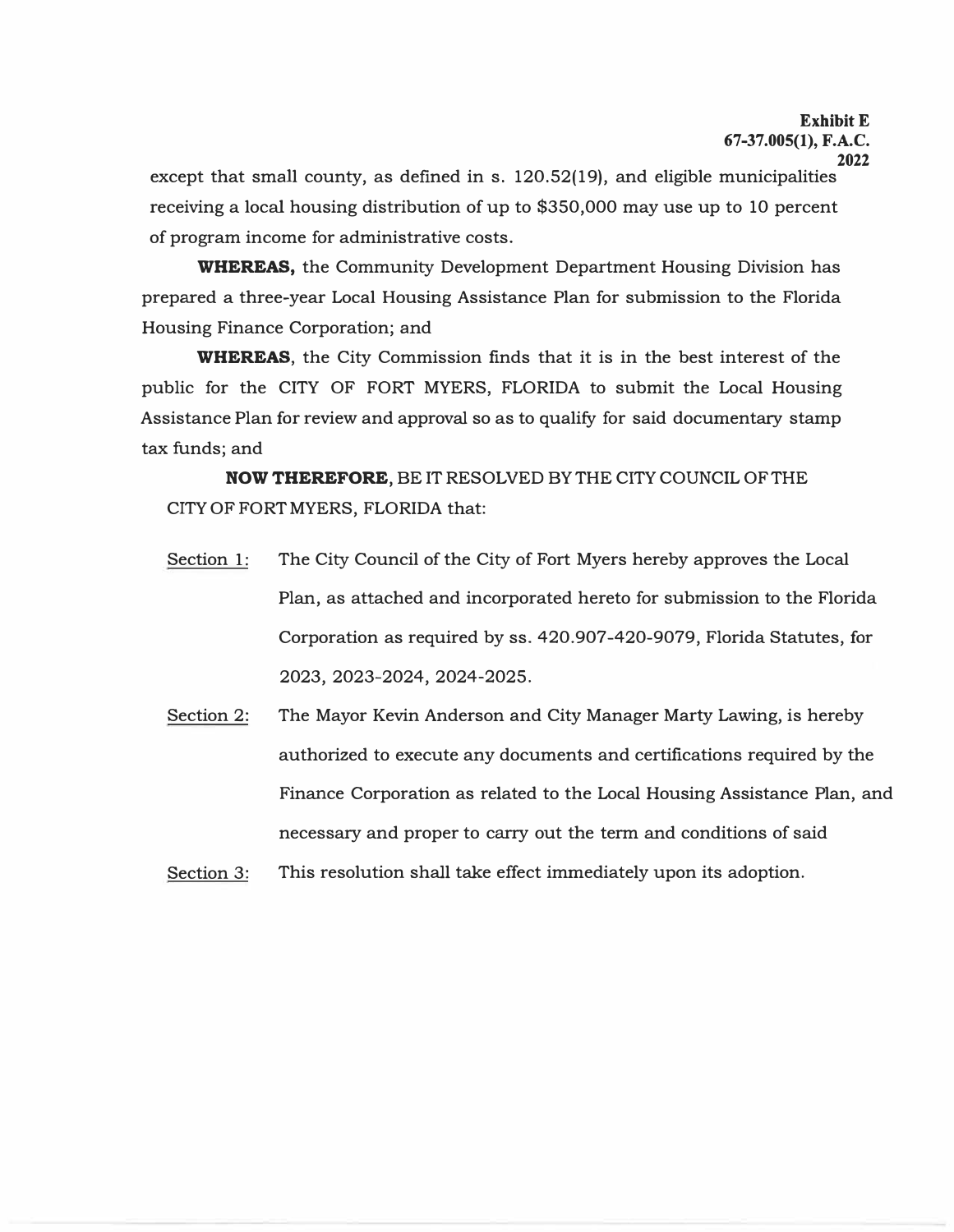**Exhibit E**
**67-37.005(1), F.A.C.**
**2022**

except that small county, as defined in s. 120.52(19), and eligible municipalities receiving a local housing distribution of up to $350,000 may use up to 10 percent of program income for administrative costs.

**WHEREAS,** the Community Development Department Housing Division has prepared a three-year Local Housing Assistance Plan for submission to the Florida Housing Finance Corporation; and

**WHEREAS**, the City Commission finds that it is in the best interest of the public for the CITY OF FORT MYERS, FLORIDA to submit the Local Housing Assistance Plan for review and approval so as to qualify for said documentary stamp tax funds; and

**NOW THEREFORE**, BE IT RESOLVED BY THE CITY COUNCIL OF THE CITY OF FORT MYERS, FLORIDA that:

Section 1: The City Council of the City of Fort Myers hereby approves the Local Plan, as attached and incorporated hereto for submission to the Florida Corporation as required by ss. 420.907-420-9079, Florida Statutes, for 2023, 2023-2024, 2024-2025.

Section 2: The Mayor Kevin Anderson and City Manager Marty Lawing, is hereby authorized to execute any documents and certifications required by the Finance Corporation as related to the Local Housing Assistance Plan, and necessary and proper to carry out the term and conditions of said

Section 3: This resolution shall take effect immediately upon its adoption.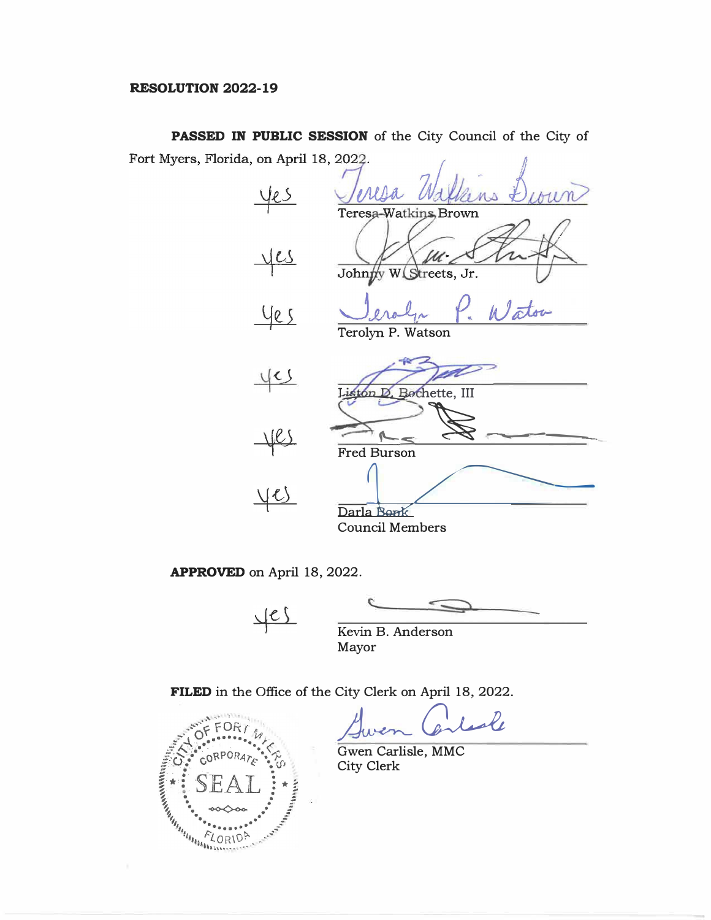**RESOLUTION 2022-19**

**PASSED IN PUBLIC SESSION** of the City Council of the City of Fort Myers, Florida, on April 18, 2022.

Yes — Teresa Watkins Brown

Yes — Johnny W. Streets, Jr.

Yes — Terolyn P. Watson

Yes — Liston D. Bochette, III

Yes — Fred Burson

Yes — Darla Bonk

Council Members

**APPROVED** on April 18, 2022.

Yes — Kevin B. Anderson
Mayor

**FILED** in the Office of the City Clerk on April 18, 2022.

Gwen Carlisle, MMC
City Clerk

CITY OF FORT MYERS CORPORATE SEAL FLORIDA